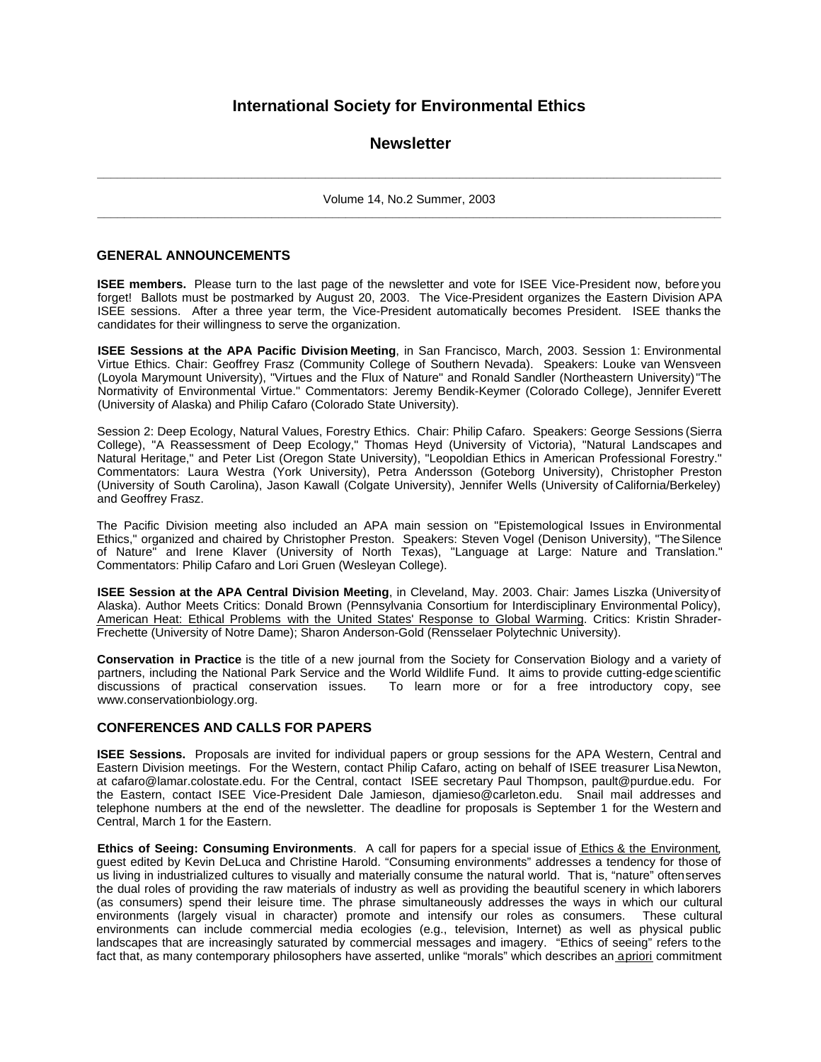# International Society for Environmental Ethics

## Newsletter

---

Volume 14, No.2 Summer, 2003

---

### GENERAL ANNOUNCEMENTS

**ISEE members.** Please turn to the last page of the newsletter and vote for ISEE Vice-President now, before you forget! Ballots must be postmarked by August 20, 2003. The Vice-President organizes the Eastern Division APA ISEE sessions. After a three year term, the Vice-President automatically becomes President. ISEE thanks the candidates for their willingness to serve the organization.

**ISEE Sessions at the APA Pacific Division Meeting**, in San Francisco, March, 2003. Session 1: Environmental Virtue Ethics. Chair: Geoffrey Frasz (Community College of Southern Nevada). Speakers: Louke van Wensveen (Loyola Marymount University), "Virtues and the Flux of Nature" and Ronald Sandler (Northeastern University) "The Normativity of Environmental Virtue." Commentators: Jeremy Bendik-Keymer (Colorado College), Jennifer Everett (University of Alaska) and Philip Cafaro (Colorado State University).

Session 2: Deep Ecology, Natural Values, Forestry Ethics. Chair: Philip Cafaro. Speakers: George Sessions (Sierra College), "A Reassessment of Deep Ecology," Thomas Heyd (University of Victoria), "Natural Landscapes and Natural Heritage," and Peter List (Oregon State University), "Leopoldian Ethics in American Professional Forestry." Commentators: Laura Westra (York University), Petra Andersson (Goteborg University), Christopher Preston (University of South Carolina), Jason Kawall (Colgate University), Jennifer Wells (University of California/Berkeley) and Geoffrey Frasz.

The Pacific Division meeting also included an APA main session on "Epistemological Issues in Environmental Ethics," organized and chaired by Christopher Preston. Speakers: Steven Vogel (Denison University), "The Silence of Nature" and Irene Klaver (University of North Texas), "Language at Large: Nature and Translation." Commentators: Philip Cafaro and Lori Gruen (Wesleyan College).

**ISEE Session at the APA Central Division Meeting**, in Cleveland, May. 2003. Chair: James Liszka (University of Alaska). Author Meets Critics: Donald Brown (Pennsylvania Consortium for Interdisciplinary Environmental Policy), American Heat: Ethical Problems with the United States' Response to Global Warming. Critics: Kristin Shrader-Frechette (University of Notre Dame); Sharon Anderson-Gold (Rensselaer Polytechnic University).

**Conservation in Practice** is the title of a new journal from the Society for Conservation Biology and a variety of partners, including the National Park Service and the World Wildlife Fund. It aims to provide cutting-edge scientific discussions of practical conservation issues. To learn more or for a free introductory copy, see www.conservationbiology.org.

### CONFERENCES AND CALLS FOR PAPERS

**ISEE Sessions.** Proposals are invited for individual papers or group sessions for the APA Western, Central and Eastern Division meetings. For the Western, contact Philip Cafaro, acting on behalf of ISEE treasurer Lisa Newton, at cafaro@lamar.colostate.edu. For the Central, contact ISEE secretary Paul Thompson, pault@purdue.edu. For the Eastern, contact ISEE Vice-President Dale Jamieson, djamieso@carleton.edu. Snail mail addresses and telephone numbers at the end of the newsletter. The deadline for proposals is September 1 for the Western and Central, March 1 for the Eastern.

**Ethics of Seeing: Consuming Environments**. A call for papers for a special issue of Ethics & the Environment, guest edited by Kevin DeLuca and Christine Harold. "Consuming environments" addresses a tendency for those of us living in industrialized cultures to visually and materially consume the natural world. That is, "nature" often serves the dual roles of providing the raw materials of industry as well as providing the beautiful scenery in which laborers (as consumers) spend their leisure time. The phrase simultaneously addresses the ways in which our cultural environments (largely visual in character) promote and intensify our roles as consumers. These cultural environments can include commercial media ecologies (e.g., television, Internet) as well as physical public landscapes that are increasingly saturated by commercial messages and imagery. "Ethics of seeing" refers to the fact that, as many contemporary philosophers have asserted, unlike "morals" which describes an apriori commitment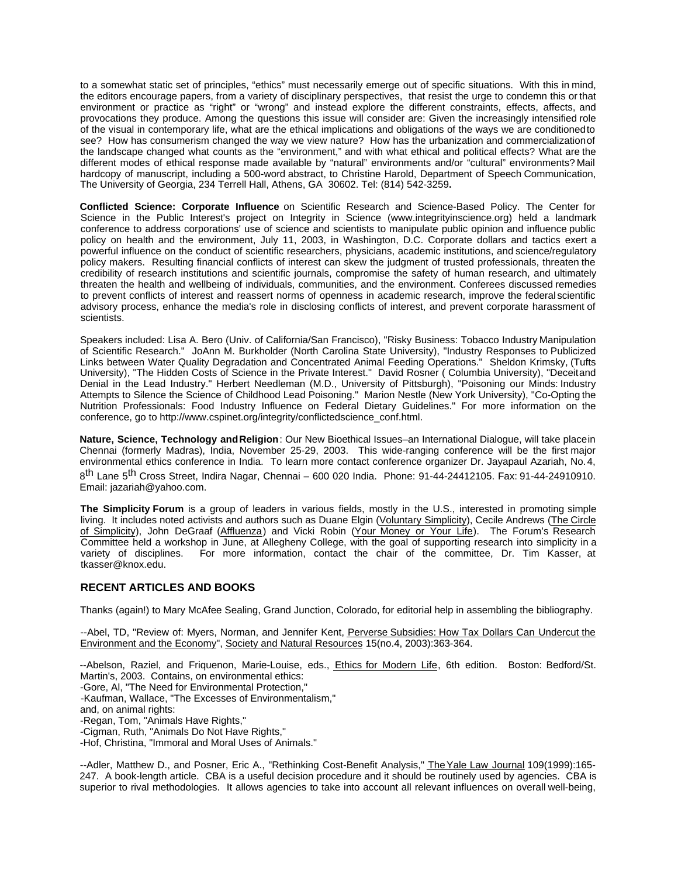to a somewhat static set of principles, "ethics" must necessarily emerge out of specific situations. With this in mind, the editors encourage papers, from a variety of disciplinary perspectives, that resist the urge to condemn this or that environment or practice as "right" or "wrong" and instead explore the different constraints, effects, affects, and provocations they produce. Among the questions this issue will consider are: Given the increasingly intensified role of the visual in contemporary life, what are the ethical implications and obligations of the ways we are conditioned to see? How has consumerism changed the way we view nature? How has the urbanization and commercialization of the landscape changed what counts as the "environment," and with what ethical and political effects? What are the different modes of ethical response made available by "natural" environments and/or "cultural" environments? Mail hardcopy of manuscript, including a 500-word abstract, to Christine Harold, Department of Speech Communication, The University of Georgia, 234 Terrell Hall, Athens, GA 30602. Tel: (814) 542-3259**.**

**Conflicted Science: Corporate Influence** on Scientific Research and Science-Based Policy. The Center for Science in the Public Interest's project on Integrity in Science (www.integrityinscience.org) held a landmark conference to address corporations' use of science and scientists to manipulate public opinion and influence public policy on health and the environment, July 11, 2003, in Washington, D.C. Corporate dollars and tactics exert a powerful influence on the conduct of scientific researchers, physicians, academic institutions, and science/regulatory policy makers. Resulting financial conflicts of interest can skew the judgment of trusted professionals, threaten the credibility of research institutions and scientific journals, compromise the safety of human research, and ultimately threaten the health and wellbeing of individuals, communities, and the environment. Conferees discussed remedies to prevent conflicts of interest and reassert norms of openness in academic research, improve the federal scientific advisory process, enhance the media's role in disclosing conflicts of interest, and prevent corporate harassment of scientists.

Speakers included: Lisa A. Bero (Univ. of California/San Francisco), "Risky Business: Tobacco Industry Manipulation of Scientific Research." JoAnn M. Burkholder (North Carolina State University), "Industry Responses to Publicized Links between Water Quality Degradation and Concentrated Animal Feeding Operations." Sheldon Krimsky, (Tufts University), "The Hidden Costs of Science in the Private Interest." David Rosner ( Columbia University), "Deceit and Denial in the Lead Industry." Herbert Needleman (M.D., University of Pittsburgh), "Poisoning our Minds: Industry Attempts to Silence the Science of Childhood Lead Poisoning." Marion Nestle (New York University), "Co-Opting the Nutrition Professionals: Food Industry Influence on Federal Dietary Guidelines." For more information on the conference, go to http://www.cspinet.org/integrity/conflictedscience_conf.html.

**Nature, Science, Technology and Religion**: Our New Bioethical Issues–an International Dialogue, will take place in Chennai (formerly Madras), India, November 25-29, 2003. This wide-ranging conference will be the first major environmental ethics conference in India. To learn more contact conference organizer Dr. Jayapaul Azariah, No. 4, 8th Lane 5th Cross Street, Indira Nagar, Chennai – 600 020 India. Phone: 91-44-24412105. Fax: 91-44-24910910. Email: jazariah@yahoo.com.

**The Simplicity Forum** is a group of leaders in various fields, mostly in the U.S., interested in promoting simple living. It includes noted activists and authors such as Duane Elgin (Voluntary Simplicity), Cecile Andrews (The Circle of Simplicity), John DeGraaf (Affluenza) and Vicki Robin (Your Money or Your Life). The Forum's Research Committee held a workshop in June, at Allegheny College, with the goal of supporting research into simplicity in a variety of disciplines. For more information, contact the chair of the committee, Dr. Tim Kasser, at tkasser@knox.edu.

## RECENT ARTICLES AND BOOKS

Thanks (again!) to Mary McAfee Sealing, Grand Junction, Colorado, for editorial help in assembling the bibliography.

--Abel, TD, "Review of: Myers, Norman, and Jennifer Kent, Perverse Subsidies: How Tax Dollars Can Undercut the Environment and the Economy", Society and Natural Resources 15(no.4, 2003):363-364.

--Abelson, Raziel, and Friquenon, Marie-Louise, eds., Ethics for Modern Life, 6th edition. Boston: Bedford/St. Martin's, 2003. Contains, on environmental ethics:
-Gore, Al, "The Need for Environmental Protection,"
-Kaufman, Wallace, "The Excesses of Environmentalism,"
and, on animal rights:
-Regan, Tom, "Animals Have Rights,"
-Cigman, Ruth, "Animals Do Not Have Rights,"
-Hof, Christina, "Immoral and Moral Uses of Animals."

--Adler, Matthew D., and Posner, Eric A., "Rethinking Cost-Benefit Analysis," The Yale Law Journal 109(1999):165-247. A book-length article. CBA is a useful decision procedure and it should be routinely used by agencies. CBA is superior to rival methodologies. It allows agencies to take into account all relevant influences on overall well-being,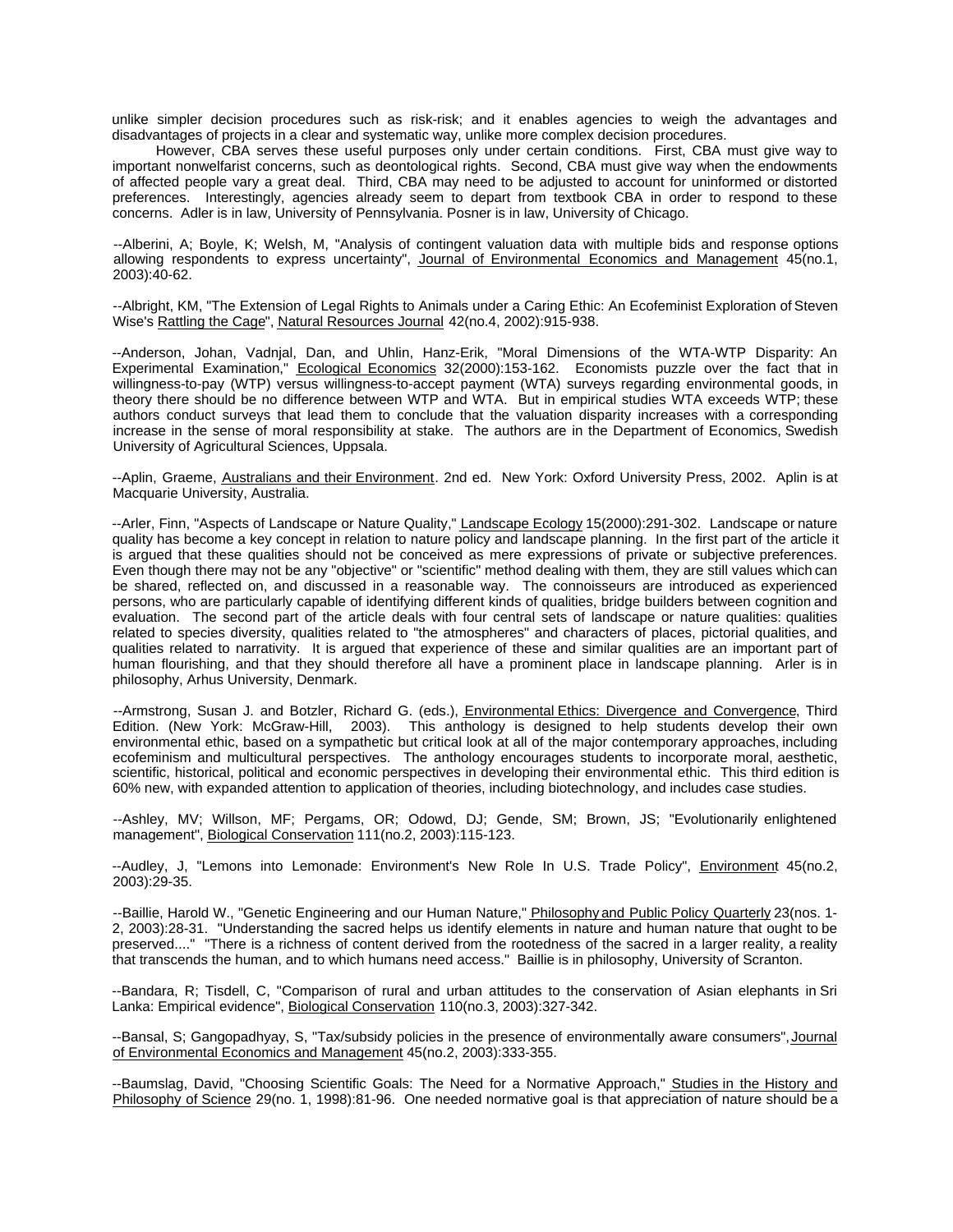unlike simpler decision procedures such as risk-risk; and it enables agencies to weigh the advantages and disadvantages of projects in a clear and systematic way, unlike more complex decision procedures.

However, CBA serves these useful purposes only under certain conditions. First, CBA must give way to important nonwelfarist concerns, such as deontological rights. Second, CBA must give way when the endowments of affected people vary a great deal. Third, CBA may need to be adjusted to account for uninformed or distorted preferences. Interestingly, agencies already seem to depart from textbook CBA in order to respond to these concerns. Adler is in law, University of Pennsylvania. Posner is in law, University of Chicago.

--Alberini, A; Boyle, K; Welsh, M, "Analysis of contingent valuation data with multiple bids and response options allowing respondents to express uncertainty", Journal of Environmental Economics and Management 45(no.1, 2003):40-62.

--Albright, KM, "The Extension of Legal Rights to Animals under a Caring Ethic: An Ecofeminist Exploration of Steven Wise's Rattling the Cage", Natural Resources Journal 42(no.4, 2002):915-938.

--Anderson, Johan, Vadnjal, Dan, and Uhlin, Hanz-Erik, "Moral Dimensions of the WTA-WTP Disparity: An Experimental Examination," Ecological Economics 32(2000):153-162. Economists puzzle over the fact that in willingness-to-pay (WTP) versus willingness-to-accept payment (WTA) surveys regarding environmental goods, in theory there should be no difference between WTP and WTA. But in empirical studies WTA exceeds WTP; these authors conduct surveys that lead them to conclude that the valuation disparity increases with a corresponding increase in the sense of moral responsibility at stake. The authors are in the Department of Economics, Swedish University of Agricultural Sciences, Uppsala.

--Aplin, Graeme, Australians and their Environment. 2nd ed. New York: Oxford University Press, 2002. Aplin is at Macquarie University, Australia.

--Arler, Finn, "Aspects of Landscape or Nature Quality," Landscape Ecology 15(2000):291-302. Landscape or nature quality has become a key concept in relation to nature policy and landscape planning. In the first part of the article it is argued that these qualities should not be conceived as mere expressions of private or subjective preferences. Even though there may not be any "objective" or "scientific" method dealing with them, they are still values which can be shared, reflected on, and discussed in a reasonable way. The connoisseurs are introduced as experienced persons, who are particularly capable of identifying different kinds of qualities, bridge builders between cognition and evaluation. The second part of the article deals with four central sets of landscape or nature qualities: qualities related to species diversity, qualities related to "the atmospheres" and characters of places, pictorial qualities, and qualities related to narrativity. It is argued that experience of these and similar qualities are an important part of human flourishing, and that they should therefore all have a prominent place in landscape planning. Arler is in philosophy, Arhus University, Denmark.

--Armstrong, Susan J. and Botzler, Richard G. (eds.), Environmental Ethics: Divergence and Convergence, Third Edition. (New York: McGraw-Hill, 2003). This anthology is designed to help students develop their own environmental ethic, based on a sympathetic but critical look at all of the major contemporary approaches, including ecofeminism and multicultural perspectives. The anthology encourages students to incorporate moral, aesthetic, scientific, historical, political and economic perspectives in developing their environmental ethic. This third edition is 60% new, with expanded attention to application of theories, including biotechnology, and includes case studies.

--Ashley, MV; Willson, MF; Pergams, OR; Odowd, DJ; Gende, SM; Brown, JS; "Evolutionarily enlightened management", Biological Conservation 111(no.2, 2003):115-123.

--Audley, J, "Lemons into Lemonade: Environment's New Role In U.S. Trade Policy", Environment 45(no.2, 2003):29-35.

--Baillie, Harold W., "Genetic Engineering and our Human Nature," Philosophy and Public Policy Quarterly 23(nos. 1-2, 2003):28-31. "Understanding the sacred helps us identify elements in nature and human nature that ought to be preserved...." "There is a richness of content derived from the rootedness of the sacred in a larger reality, a reality that transcends the human, and to which humans need access." Baillie is in philosophy, University of Scranton.

--Bandara, R; Tisdell, C, "Comparison of rural and urban attitudes to the conservation of Asian elephants in Sri Lanka: Empirical evidence", Biological Conservation 110(no.3, 2003):327-342.

--Bansal, S; Gangopadhyay, S, "Tax/subsidy policies in the presence of environmentally aware consumers", Journal of Environmental Economics and Management 45(no.2, 2003):333-355.

--Baumslag, David, "Choosing Scientific Goals: The Need for a Normative Approach," Studies in the History and Philosophy of Science 29(no. 1, 1998):81-96. One needed normative goal is that appreciation of nature should be a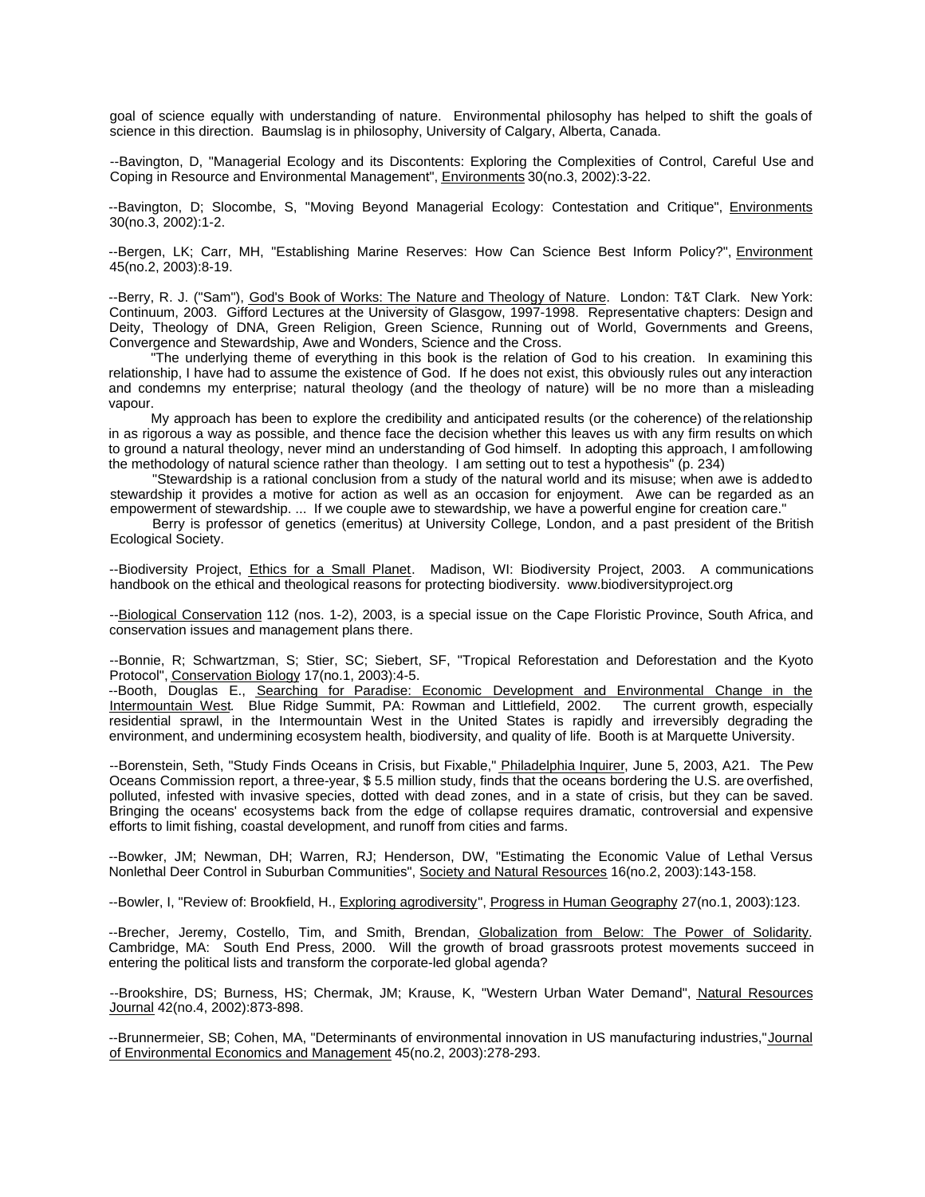goal of science equally with understanding of nature. Environmental philosophy has helped to shift the goals of science in this direction. Baumslag is in philosophy, University of Calgary, Alberta, Canada.

--Bavington, D, "Managerial Ecology and its Discontents: Exploring the Complexities of Control, Careful Use and Coping in Resource and Environmental Management", Environments 30(no.3, 2002):3-22.

--Bavington, D; Slocombe, S, "Moving Beyond Managerial Ecology: Contestation and Critique", Environments 30(no.3, 2002):1-2.

--Bergen, LK; Carr, MH, "Establishing Marine Reserves: How Can Science Best Inform Policy?", Environment 45(no.2, 2003):8-19.

--Berry, R. J. ("Sam"), God's Book of Works: The Nature and Theology of Nature. London: T&T Clark. New York: Continuum, 2003. Gifford Lectures at the University of Glasgow, 1997-1998. Representative chapters: Design and Deity, Theology of DNA, Green Religion, Green Science, Running out of World, Governments and Greens, Convergence and Stewardship, Awe and Wonders, Science and the Cross.

"The underlying theme of everything in this book is the relation of God to his creation. In examining this relationship, I have had to assume the existence of God. If he does not exist, this obviously rules out any interaction and condemns my enterprise; natural theology (and the theology of nature) will be no more than a misleading vapour.

My approach has been to explore the credibility and anticipated results (or the coherence) of the relationship in as rigorous a way as possible, and thence face the decision whether this leaves us with any firm results on which to ground a natural theology, never mind an understanding of God himself. In adopting this approach, I am following the methodology of natural science rather than theology. I am setting out to test a hypothesis" (p. 234)

"Stewardship is a rational conclusion from a study of the natural world and its misuse; when awe is added to stewardship it provides a motive for action as well as an occasion for enjoyment. Awe can be regarded as an empowerment of stewardship. ... If we couple awe to stewardship, we have a powerful engine for creation care."

Berry is professor of genetics (emeritus) at University College, London, and a past president of the British Ecological Society.

--Biodiversity Project, Ethics for a Small Planet. Madison, WI: Biodiversity Project, 2003. A communications handbook on the ethical and theological reasons for protecting biodiversity. www.biodiversityproject.org

--Biological Conservation 112 (nos. 1-2), 2003, is a special issue on the Cape Floristic Province, South Africa, and conservation issues and management plans there.

--Bonnie, R; Schwartzman, S; Stier, SC; Siebert, SF, "Tropical Reforestation and Deforestation and the Kyoto Protocol", Conservation Biology 17(no.1, 2003):4-5.

--Booth, Douglas E., Searching for Paradise: Economic Development and Environmental Change in the Intermountain West. Blue Ridge Summit, PA: Rowman and Littlefield, 2002. The current growth, especially residential sprawl, in the Intermountain West in the United States is rapidly and irreversibly degrading the environment, and undermining ecosystem health, biodiversity, and quality of life. Booth is at Marquette University.

--Borenstein, Seth, "Study Finds Oceans in Crisis, but Fixable," Philadelphia Inquirer, June 5, 2003, A21. The Pew Oceans Commission report, a three-year, $ 5.5 million study, finds that the oceans bordering the U.S. are overfished, polluted, infested with invasive species, dotted with dead zones, and in a state of crisis, but they can be saved. Bringing the oceans' ecosystems back from the edge of collapse requires dramatic, controversial and expensive efforts to limit fishing, coastal development, and runoff from cities and farms.

--Bowker, JM; Newman, DH; Warren, RJ; Henderson, DW, "Estimating the Economic Value of Lethal Versus Nonlethal Deer Control in Suburban Communities", Society and Natural Resources 16(no.2, 2003):143-158.

--Bowler, I, "Review of: Brookfield, H., Exploring agrodiversity", Progress in Human Geography 27(no.1, 2003):123.

--Brecher, Jeremy, Costello, Tim, and Smith, Brendan, Globalization from Below: The Power of Solidarity. Cambridge, MA: South End Press, 2000. Will the growth of broad grassroots protest movements succeed in entering the political lists and transform the corporate-led global agenda?

--Brookshire, DS; Burness, HS; Chermak, JM; Krause, K, "Western Urban Water Demand", Natural Resources Journal 42(no.4, 2002):873-898.

--Brunnermeier, SB; Cohen, MA, "Determinants of environmental innovation in US manufacturing industries," Journal of Environmental Economics and Management 45(no.2, 2003):278-293.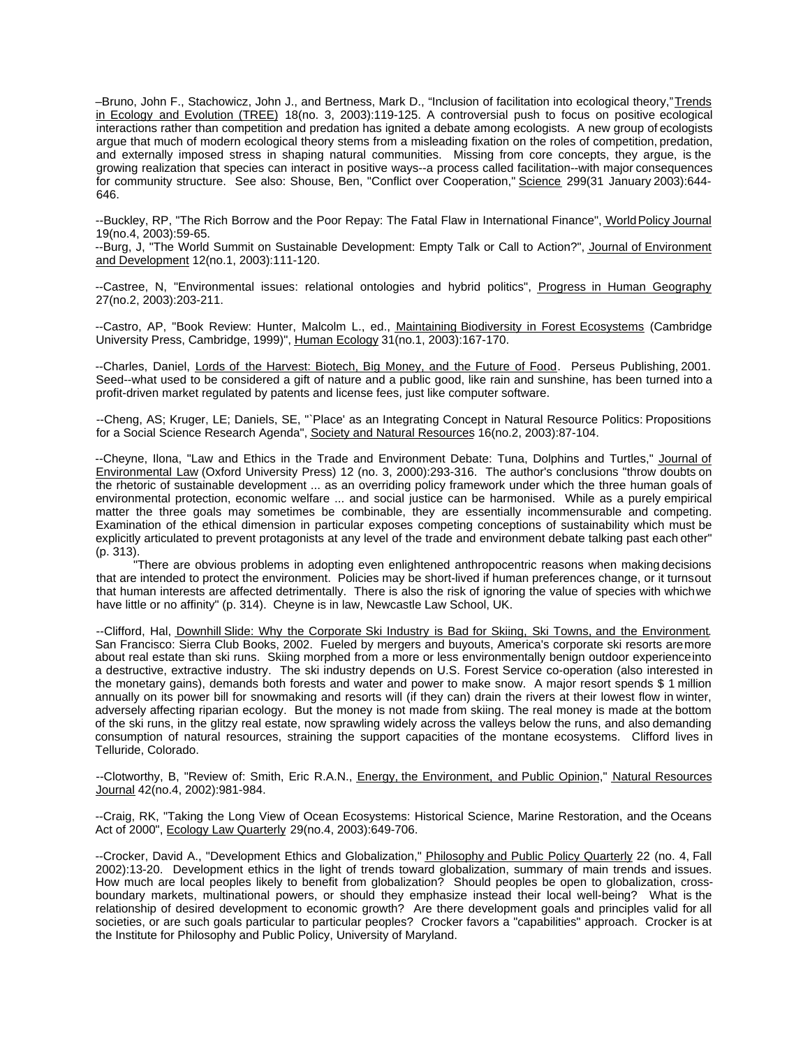–Bruno, John F., Stachowicz, John J., and Bertness, Mark D., "Inclusion of facilitation into ecological theory," Trends in Ecology and Evolution (TREE) 18(no. 3, 2003):119-125. A controversial push to focus on positive ecological interactions rather than competition and predation has ignited a debate among ecologists. A new group of ecologists argue that much of modern ecological theory stems from a misleading fixation on the roles of competition, predation, and externally imposed stress in shaping natural communities. Missing from core concepts, they argue, is the growing realization that species can interact in positive ways--a process called facilitation--with major consequences for community structure. See also: Shouse, Ben, "Conflict over Cooperation," Science 299(31 January 2003):644-646.

--Buckley, RP, "The Rich Borrow and the Poor Repay: The Fatal Flaw in International Finance", World Policy Journal 19(no.4, 2003):59-65.

--Burg, J, "The World Summit on Sustainable Development: Empty Talk or Call to Action?", Journal of Environment and Development 12(no.1, 2003):111-120.

--Castree, N, "Environmental issues: relational ontologies and hybrid politics", Progress in Human Geography 27(no.2, 2003):203-211.

--Castro, AP, "Book Review: Hunter, Malcolm L., ed., Maintaining Biodiversity in Forest Ecosystems (Cambridge University Press, Cambridge, 1999)", Human Ecology 31(no.1, 2003):167-170.

--Charles, Daniel, Lords of the Harvest: Biotech, Big Money, and the Future of Food. Perseus Publishing, 2001. Seed--what used to be considered a gift of nature and a public good, like rain and sunshine, has been turned into a profit-driven market regulated by patents and license fees, just like computer software.

--Cheng, AS; Kruger, LE; Daniels, SE, "`Place' as an Integrating Concept in Natural Resource Politics: Propositions for a Social Science Research Agenda", Society and Natural Resources 16(no.2, 2003):87-104.

--Cheyne, Ilona, "Law and Ethics in the Trade and Environment Debate: Tuna, Dolphins and Turtles," Journal of Environmental Law (Oxford University Press) 12 (no. 3, 2000):293-316. The author's conclusions "throw doubts on the rhetoric of sustainable development ... as an overriding policy framework under which the three human goals of environmental protection, economic welfare ... and social justice can be harmonised. While as a purely empirical matter the three goals may sometimes be combinable, they are essentially incommensurable and competing. Examination of the ethical dimension in particular exposes competing conceptions of sustainability which must be explicitly articulated to prevent protagonists at any level of the trade and environment debate talking past each other" (p. 313).

"There are obvious problems in adopting even enlightened anthropocentric reasons when making decisions that are intended to protect the environment. Policies may be short-lived if human preferences change, or it turns out that human interests are affected detrimentally. There is also the risk of ignoring the value of species with which we have little or no affinity" (p. 314). Cheyne is in law, Newcastle Law School, UK.

--Clifford, Hal, Downhill Slide: Why the Corporate Ski Industry is Bad for Skiing, Ski Towns, and the Environment. San Francisco: Sierra Club Books, 2002. Fueled by mergers and buyouts, America's corporate ski resorts are more about real estate than ski runs. Skiing morphed from a more or less environmentally benign outdoor experience into a destructive, extractive industry. The ski industry depends on U.S. Forest Service co-operation (also interested in the monetary gains), demands both forests and water and power to make snow. A major resort spends $ 1 million annually on its power bill for snowmaking and resorts will (if they can) drain the rivers at their lowest flow in winter, adversely affecting riparian ecology. But the money is not made from skiing. The real money is made at the bottom of the ski runs, in the glitzy real estate, now sprawling widely across the valleys below the runs, and also demanding consumption of natural resources, straining the support capacities of the montane ecosystems. Clifford lives in Telluride, Colorado.

--Clotworthy, B, "Review of: Smith, Eric R.A.N., Energy, the Environment, and Public Opinion," Natural Resources Journal 42(no.4, 2002):981-984.

--Craig, RK, "Taking the Long View of Ocean Ecosystems: Historical Science, Marine Restoration, and the Oceans Act of 2000", Ecology Law Quarterly 29(no.4, 2003):649-706.

--Crocker, David A., "Development Ethics and Globalization," Philosophy and Public Policy Quarterly 22 (no. 4, Fall 2002):13-20. Development ethics in the light of trends toward globalization, summary of main trends and issues. How much are local peoples likely to benefit from globalization? Should peoples be open to globalization, cross-boundary markets, multinational powers, or should they emphasize instead their local well-being? What is the relationship of desired development to economic growth? Are there development goals and principles valid for all societies, or are such goals particular to particular peoples? Crocker favors a "capabilities" approach. Crocker is at the Institute for Philosophy and Public Policy, University of Maryland.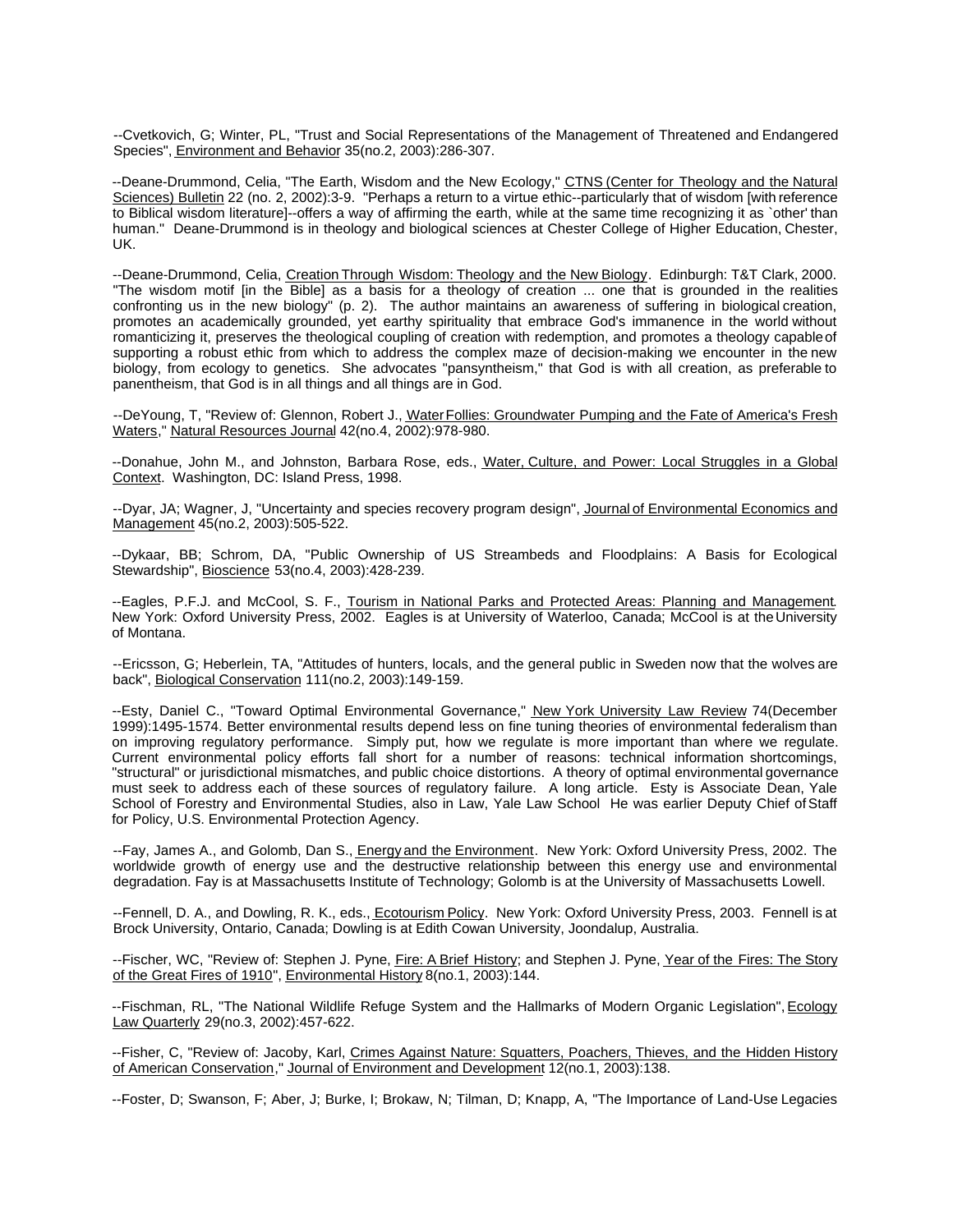--Cvetkovich, G; Winter, PL, "Trust and Social Representations of the Management of Threatened and Endangered Species", Environment and Behavior 35(no.2, 2003):286-307.

--Deane-Drummond, Celia, "The Earth, Wisdom and the New Ecology," CTNS (Center for Theology and the Natural Sciences) Bulletin 22 (no. 2, 2002):3-9. "Perhaps a return to a virtue ethic--particularly that of wisdom [with reference to Biblical wisdom literature]--offers a way of affirming the earth, while at the same time recognizing it as `other' than human." Deane-Drummond is in theology and biological sciences at Chester College of Higher Education, Chester, UK.

--Deane-Drummond, Celia, Creation Through Wisdom: Theology and the New Biology. Edinburgh: T&T Clark, 2000. "The wisdom motif [in the Bible] as a basis for a theology of creation ... one that is grounded in the realities confronting us in the new biology" (p. 2). The author maintains an awareness of suffering in biological creation, promotes an academically grounded, yet earthy spirituality that embrace God's immanence in the world without romanticizing it, preserves the theological coupling of creation with redemption, and promotes a theology capable of supporting a robust ethic from which to address the complex maze of decision-making we encounter in the new biology, from ecology to genetics. She advocates "pansyntheism," that God is with all creation, as preferable to panentheism, that God is in all things and all things are in God.

--DeYoung, T, "Review of: Glennon, Robert J., Water Follies: Groundwater Pumping and the Fate of America's Fresh Waters," Natural Resources Journal 42(no.4, 2002):978-980.

--Donahue, John M., and Johnston, Barbara Rose, eds., Water, Culture, and Power: Local Struggles in a Global Context. Washington, DC: Island Press, 1998.

--Dyar, JA; Wagner, J, "Uncertainty and species recovery program design", Journal of Environmental Economics and Management 45(no.2, 2003):505-522.

--Dykaar, BB; Schrom, DA, "Public Ownership of US Streambeds and Floodplains: A Basis for Ecological Stewardship", Bioscience 53(no.4, 2003):428-239.

--Eagles, P.F.J. and McCool, S. F., Tourism in National Parks and Protected Areas: Planning and Management. New York: Oxford University Press, 2002. Eagles is at University of Waterloo, Canada; McCool is at the University of Montana.

--Ericsson, G; Heberlein, TA, "Attitudes of hunters, locals, and the general public in Sweden now that the wolves are back", Biological Conservation 111(no.2, 2003):149-159.

--Esty, Daniel C., "Toward Optimal Environmental Governance," New York University Law Review 74(December 1999):1495-1574. Better environmental results depend less on fine tuning theories of environmental federalism than on improving regulatory performance. Simply put, how we regulate is more important than where we regulate. Current environmental policy efforts fall short for a number of reasons: technical information shortcomings, "structural" or jurisdictional mismatches, and public choice distortions. A theory of optimal environmental governance must seek to address each of these sources of regulatory failure. A long article. Esty is Associate Dean, Yale School of Forestry and Environmental Studies, also in Law, Yale Law School He was earlier Deputy Chief of Staff for Policy, U.S. Environmental Protection Agency.

--Fay, James A., and Golomb, Dan S., Energy and the Environment. New York: Oxford University Press, 2002. The worldwide growth of energy use and the destructive relationship between this energy use and environmental degradation. Fay is at Massachusetts Institute of Technology; Golomb is at the University of Massachusetts Lowell.

--Fennell, D. A., and Dowling, R. K., eds., Ecotourism Policy. New York: Oxford University Press, 2003. Fennell is at Brock University, Ontario, Canada; Dowling is at Edith Cowan University, Joondalup, Australia.

--Fischer, WC, "Review of: Stephen J. Pyne, Fire: A Brief History; and Stephen J. Pyne, Year of the Fires: The Story of the Great Fires of 1910", Environmental History 8(no.1, 2003):144.

--Fischman, RL, "The National Wildlife Refuge System and the Hallmarks of Modern Organic Legislation", Ecology Law Quarterly 29(no.3, 2002):457-622.

--Fisher, C, "Review of: Jacoby, Karl, Crimes Against Nature: Squatters, Poachers, Thieves, and the Hidden History of American Conservation," Journal of Environment and Development 12(no.1, 2003):138.

--Foster, D; Swanson, F; Aber, J; Burke, I; Brokaw, N; Tilman, D; Knapp, A, "The Importance of Land-Use Legacies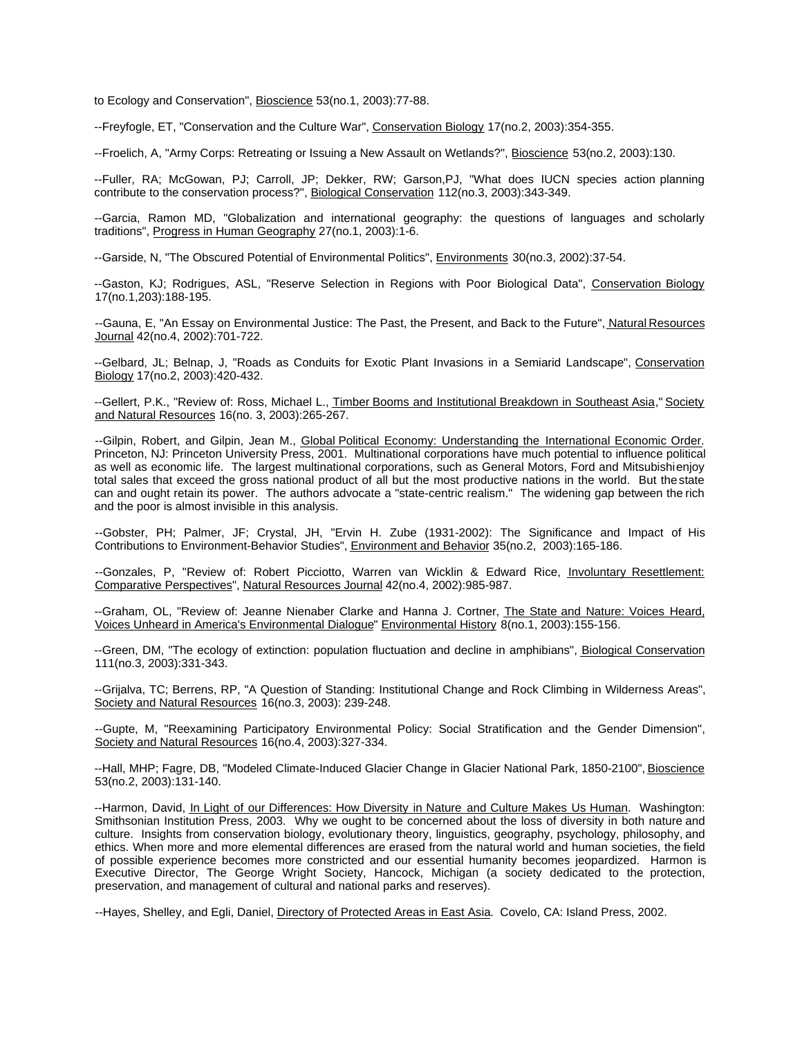to Ecology and Conservation", Bioscience 53(no.1, 2003):77-88.

--Freyfogle, ET, "Conservation and the Culture War", Conservation Biology 17(no.2, 2003):354-355.

--Froelich, A, "Army Corps: Retreating or Issuing a New Assault on Wetlands?", Bioscience 53(no.2, 2003):130.

--Fuller, RA; McGowan, PJ; Carroll, JP; Dekker, RW; Garson,PJ, "What does IUCN species action planning contribute to the conservation process?", Biological Conservation 112(no.3, 2003):343-349.

--Garcia, Ramon MD, "Globalization and international geography: the questions of languages and scholarly traditions", Progress in Human Geography 27(no.1, 2003):1-6.

--Garside, N, "The Obscured Potential of Environmental Politics", Environments 30(no.3, 2002):37-54.

--Gaston, KJ; Rodrigues, ASL, "Reserve Selection in Regions with Poor Biological Data", Conservation Biology 17(no.1,203):188-195.

--Gauna, E, "An Essay on Environmental Justice: The Past, the Present, and Back to the Future", Natural Resources Journal 42(no.4, 2002):701-722.

--Gelbard, JL; Belnap, J, "Roads as Conduits for Exotic Plant Invasions in a Semiarid Landscape", Conservation Biology 17(no.2, 2003):420-432.

--Gellert, P.K., "Review of: Ross, Michael L., Timber Booms and Institutional Breakdown in Southeast Asia," Society and Natural Resources 16(no. 3, 2003):265-267.

--Gilpin, Robert, and Gilpin, Jean M., Global Political Economy: Understanding the International Economic Order. Princeton, NJ: Princeton University Press, 2001. Multinational corporations have much potential to influence political as well as economic life. The largest multinational corporations, such as General Motors, Ford and Mitsubishi enjoy total sales that exceed the gross national product of all but the most productive nations in the world. But the state can and ought retain its power. The authors advocate a "state-centric realism." The widening gap between the rich and the poor is almost invisible in this analysis.

--Gobster, PH; Palmer, JF; Crystal, JH, "Ervin H. Zube (1931-2002): The Significance and Impact of His Contributions to Environment-Behavior Studies", Environment and Behavior 35(no.2, 2003):165-186.

--Gonzales, P, "Review of: Robert Picciotto, Warren van Wicklin & Edward Rice, Involuntary Resettlement: Comparative Perspectives", Natural Resources Journal 42(no.4, 2002):985-987.

--Graham, OL, "Review of: Jeanne Nienaber Clarke and Hanna J. Cortner, The State and Nature: Voices Heard, Voices Unheard in America's Environmental Dialogue" Environmental History 8(no.1, 2003):155-156.

--Green, DM, "The ecology of extinction: population fluctuation and decline in amphibians", Biological Conservation 111(no.3, 2003):331-343.

--Grijalva, TC; Berrens, RP, "A Question of Standing: Institutional Change and Rock Climbing in Wilderness Areas", Society and Natural Resources 16(no.3, 2003): 239-248.

--Gupte, M, "Reexamining Participatory Environmental Policy: Social Stratification and the Gender Dimension", Society and Natural Resources 16(no.4, 2003):327-334.

--Hall, MHP; Fagre, DB, "Modeled Climate-Induced Glacier Change in Glacier National Park, 1850-2100", Bioscience 53(no.2, 2003):131-140.

--Harmon, David, In Light of our Differences: How Diversity in Nature and Culture Makes Us Human. Washington: Smithsonian Institution Press, 2003. Why we ought to be concerned about the loss of diversity in both nature and culture. Insights from conservation biology, evolutionary theory, linguistics, geography, psychology, philosophy, and ethics. When more and more elemental differences are erased from the natural world and human societies, the field of possible experience becomes more constricted and our essential humanity becomes jeopardized. Harmon is Executive Director, The George Wright Society, Hancock, Michigan (a society dedicated to the protection, preservation, and management of cultural and national parks and reserves).

--Hayes, Shelley, and Egli, Daniel, Directory of Protected Areas in East Asia. Covelo, CA: Island Press, 2002.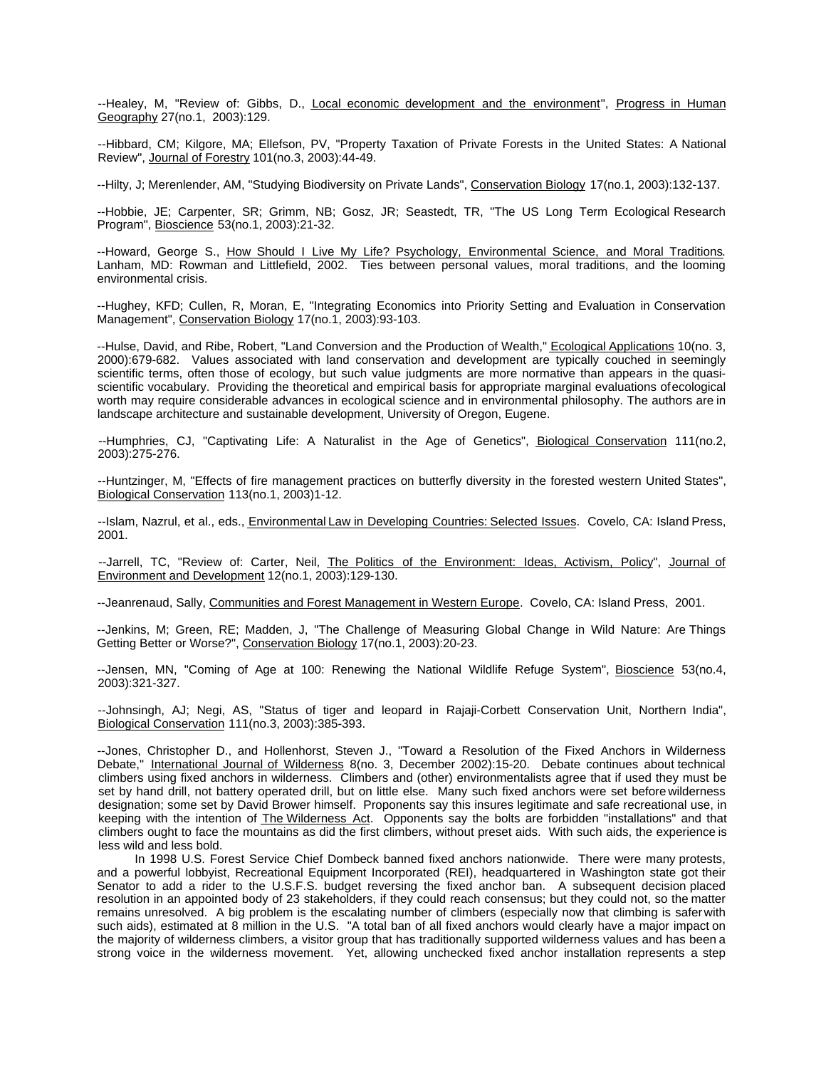--Healey, M, "Review of: Gibbs, D., Local economic development and the environment", Progress in Human Geography 27(no.1, 2003):129.

--Hibbard, CM; Kilgore, MA; Ellefson, PV, "Property Taxation of Private Forests in the United States: A National Review", Journal of Forestry 101(no.3, 2003):44-49.

--Hilty, J; Merenlender, AM, "Studying Biodiversity on Private Lands", Conservation Biology 17(no.1, 2003):132-137.

--Hobbie, JE; Carpenter, SR; Grimm, NB; Gosz, JR; Seastedt, TR, "The US Long Term Ecological Research Program", Bioscience 53(no.1, 2003):21-32.

--Howard, George S., How Should I Live My Life? Psychology, Environmental Science, and Moral Traditions. Lanham, MD: Rowman and Littlefield, 2002. Ties between personal values, moral traditions, and the looming environmental crisis.

--Hughey, KFD; Cullen, R, Moran, E, "Integrating Economics into Priority Setting and Evaluation in Conservation Management", Conservation Biology 17(no.1, 2003):93-103.

--Hulse, David, and Ribe, Robert, "Land Conversion and the Production of Wealth," Ecological Applications 10(no. 3, 2000):679-682. Values associated with land conservation and development are typically couched in seemingly scientific terms, often those of ecology, but such value judgments are more normative than appears in the quasi-scientific vocabulary. Providing the theoretical and empirical basis for appropriate marginal evaluations of ecological worth may require considerable advances in ecological science and in environmental philosophy. The authors are in landscape architecture and sustainable development, University of Oregon, Eugene.

--Humphries, CJ, "Captivating Life: A Naturalist in the Age of Genetics", Biological Conservation 111(no.2, 2003):275-276.

--Huntzinger, M, "Effects of fire management practices on butterfly diversity in the forested western United States", Biological Conservation 113(no.1, 2003)1-12.

--Islam, Nazrul, et al., eds., Environmental Law in Developing Countries: Selected Issues. Covelo, CA: Island Press, 2001.

--Jarrell, TC, "Review of: Carter, Neil, The Politics of the Environment: Ideas, Activism, Policy", Journal of Environment and Development 12(no.1, 2003):129-130.

--Jeanrenaud, Sally, Communities and Forest Management in Western Europe. Covelo, CA: Island Press, 2001.

--Jenkins, M; Green, RE; Madden, J, "The Challenge of Measuring Global Change in Wild Nature: Are Things Getting Better or Worse?", Conservation Biology 17(no.1, 2003):20-23.

--Jensen, MN, "Coming of Age at 100: Renewing the National Wildlife Refuge System", Bioscience 53(no.4, 2003):321-327.

--Johnsingh, AJ; Negi, AS, "Status of tiger and leopard in Rajaji-Corbett Conservation Unit, Northern India", Biological Conservation 111(no.3, 2003):385-393.

--Jones, Christopher D., and Hollenhorst, Steven J., "Toward a Resolution of the Fixed Anchors in Wilderness Debate," International Journal of Wilderness 8(no. 3, December 2002):15-20. Debate continues about technical climbers using fixed anchors in wilderness. Climbers and (other) environmentalists agree that if used they must be set by hand drill, not battery operated drill, but on little else. Many such fixed anchors were set before wilderness designation; some set by David Brower himself. Proponents say this insures legitimate and safe recreational use, in keeping with the intention of The Wilderness Act. Opponents say the bolts are forbidden "installations" and that climbers ought to face the mountains as did the first climbers, without preset aids. With such aids, the experience is less wild and less bold.

In 1998 U.S. Forest Service Chief Dombeck banned fixed anchors nationwide. There were many protests, and a powerful lobbyist, Recreational Equipment Incorporated (REI), headquartered in Washington state got their Senator to add a rider to the U.S.F.S. budget reversing the fixed anchor ban. A subsequent decision placed resolution in an appointed body of 23 stakeholders, if they could reach consensus; but they could not, so the matter remains unresolved. A big problem is the escalating number of climbers (especially now that climbing is safer with such aids), estimated at 8 million in the U.S. "A total ban of all fixed anchors would clearly have a major impact on the majority of wilderness climbers, a visitor group that has traditionally supported wilderness values and has been a strong voice in the wilderness movement. Yet, allowing unchecked fixed anchor installation represents a step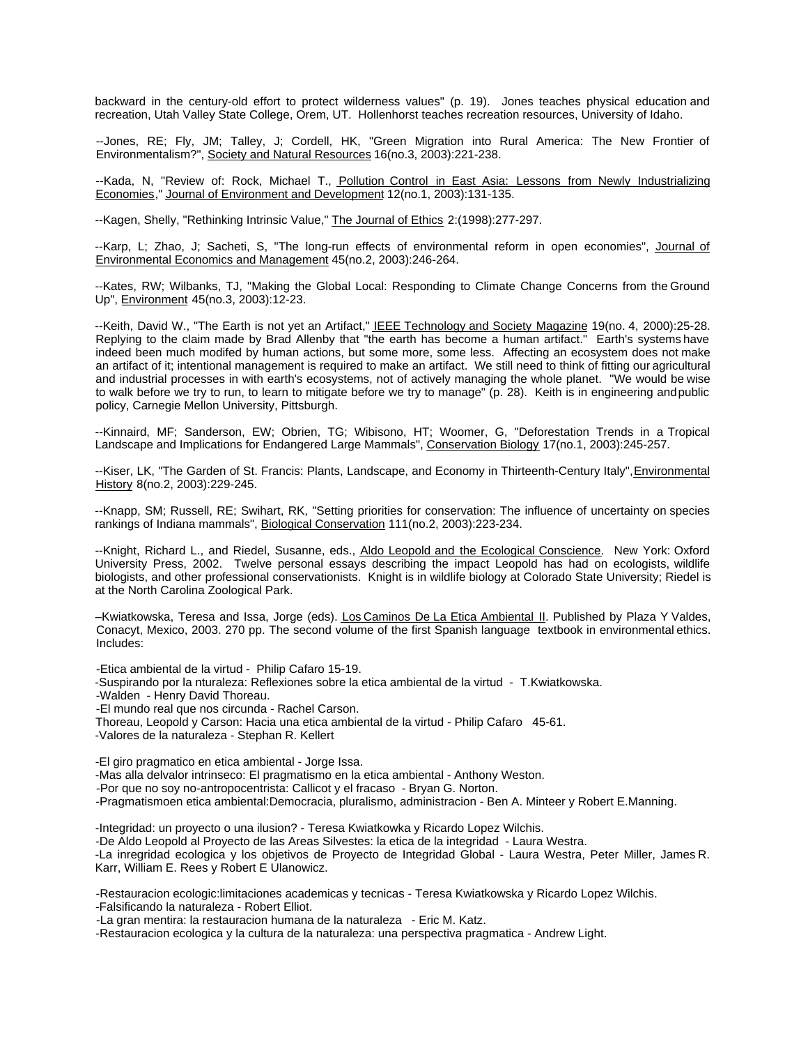backward in the century-old effort to protect wilderness values" (p. 19). Jones teaches physical education and recreation, Utah Valley State College, Orem, UT. Hollenhorst teaches recreation resources, University of Idaho.

--Jones, RE; Fly, JM; Talley, J; Cordell, HK, "Green Migration into Rural America: The New Frontier of Environmentalism?", Society and Natural Resources 16(no.3, 2003):221-238.

--Kada, N, "Review of: Rock, Michael T., Pollution Control in East Asia: Lessons from Newly Industrializing Economies," Journal of Environment and Development 12(no.1, 2003):131-135.

--Kagen, Shelly, "Rethinking Intrinsic Value," The Journal of Ethics 2:(1998):277-297.

--Karp, L; Zhao, J; Sacheti, S, "The long-run effects of environmental reform in open economies", Journal of Environmental Economics and Management 45(no.2, 2003):246-264.

--Kates, RW; Wilbanks, TJ, "Making the Global Local: Responding to Climate Change Concerns from the Ground Up", Environment 45(no.3, 2003):12-23.

--Keith, David W., "The Earth is not yet an Artifact," IEEE Technology and Society Magazine 19(no. 4, 2000):25-28. Replying to the claim made by Brad Allenby that "the earth has become a human artifact." Earth's systems have indeed been much modifed by human actions, but some more, some less. Affecting an ecosystem does not make an artifact of it; intentional management is required to make an artifact. We still need to think of fitting our agricultural and industrial processes in with earth's ecosystems, not of actively managing the whole planet. "We would be wise to walk before we try to run, to learn to mitigate before we try to manage" (p. 28). Keith is in engineering and public policy, Carnegie Mellon University, Pittsburgh.

--Kinnaird, MF; Sanderson, EW; Obrien, TG; Wibisono, HT; Woomer, G, "Deforestation Trends in a Tropical Landscape and Implications for Endangered Large Mammals", Conservation Biology 17(no.1, 2003):245-257.

--Kiser, LK, "The Garden of St. Francis: Plants, Landscape, and Economy in Thirteenth-Century Italy", Environmental History 8(no.2, 2003):229-245.

--Knapp, SM; Russell, RE; Swihart, RK, "Setting priorities for conservation: The influence of uncertainty on species rankings of Indiana mammals", Biological Conservation 111(no.2, 2003):223-234.

--Knight, Richard L., and Riedel, Susanne, eds., Aldo Leopold and the Ecological Conscience. New York: Oxford University Press, 2002. Twelve personal essays describing the impact Leopold has had on ecologists, wildlife biologists, and other professional conservationists. Knight is in wildlife biology at Colorado State University; Riedel is at the North Carolina Zoological Park.

–Kwiatkowska, Teresa and Issa, Jorge (eds). Los Caminos De La Etica Ambiental II. Published by Plaza Y Valdes, Conacyt, Mexico, 2003. 270 pp. The second volume of the first Spanish language textbook in environmental ethics. Includes:

-Etica ambiental de la virtud - Philip Cafaro 15-19.
-Suspirando por la nturaleza: Reflexiones sobre la etica ambiental de la virtud - T.Kwiatkowska.
-Walden - Henry David Thoreau.
-El mundo real que nos circunda - Rachel Carson.
Thoreau, Leopold y Carson: Hacia una etica ambiental de la virtud - Philip Cafaro 45-61.
-Valores de la naturaleza - Stephan R. Kellert

-El giro pragmatico en etica ambiental - Jorge Issa.
-Mas alla delvalor intrinseco: El pragmatismo en la etica ambiental - Anthony Weston.
-Por que no soy no-antropocentrista: Callicot y el fracaso - Bryan G. Norton.
-Pragmatismoen etica ambiental:Democracia, pluralismo, administracion - Ben A. Minteer y Robert E.Manning.

-Integridad: un proyecto o una ilusion? - Teresa Kwiatkowka y Ricardo Lopez Wilchis.
-De Aldo Leopold al Proyecto de las Areas Silvestes: la etica de la integridad - Laura Westra.
-La inregridad ecologica y los objetivos de Proyecto de Integridad Global - Laura Westra, Peter Miller, James R. Karr, William E. Rees y Robert E Ulanowicz.

-Restauracion ecologic:limitaciones academicas y tecnicas - Teresa Kwiatkowska y Ricardo Lopez Wilchis.
-Falsificando la naturaleza - Robert Elliot.
-La gran mentira: la restauracion humana de la naturaleza - Eric M. Katz.
-Restauracion ecologica y la cultura de la naturaleza: una perspectiva pragmatica - Andrew Light.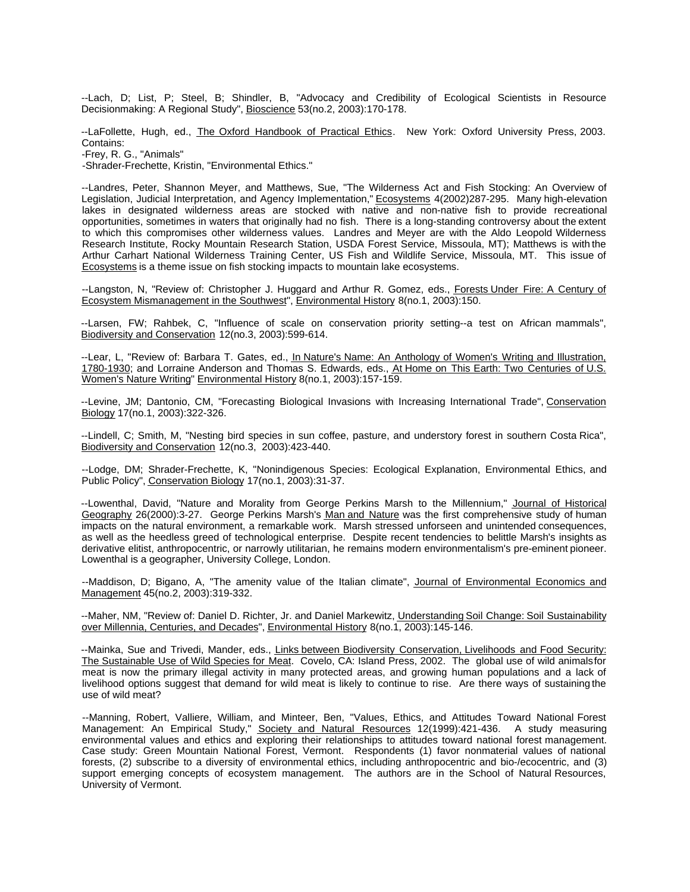--Lach, D; List, P; Steel, B; Shindler, B, "Advocacy and Credibility of Ecological Scientists in Resource Decisionmaking: A Regional Study", Bioscience 53(no.2, 2003):170-178.

--LaFollette, Hugh, ed., The Oxford Handbook of Practical Ethics. New York: Oxford University Press, 2003. Contains:
-Frey, R. G., "Animals"
-Shrader-Frechette, Kristin, "Environmental Ethics."

--Landres, Peter, Shannon Meyer, and Matthews, Sue, "The Wilderness Act and Fish Stocking: An Overview of Legislation, Judicial Interpretation, and Agency Implementation," Ecosystems 4(2002)287-295. Many high-elevation lakes in designated wilderness areas are stocked with native and non-native fish to provide recreational opportunities, sometimes in waters that originally had no fish. There is a long-standing controversy about the extent to which this compromises other wilderness values. Landres and Meyer are with the Aldo Leopold Wilderness Research Institute, Rocky Mountain Research Station, USDA Forest Service, Missoula, MT); Matthews is with the Arthur Carhart National Wilderness Training Center, US Fish and Wildlife Service, Missoula, MT. This issue of Ecosystems is a theme issue on fish stocking impacts to mountain lake ecosystems.

--Langston, N, "Review of: Christopher J. Huggard and Arthur R. Gomez, eds., Forests Under Fire: A Century of Ecosystem Mismanagement in the Southwest", Environmental History 8(no.1, 2003):150.

--Larsen, FW; Rahbek, C, "Influence of scale on conservation priority setting--a test on African mammals", Biodiversity and Conservation 12(no.3, 2003):599-614.

--Lear, L, "Review of: Barbara T. Gates, ed., In Nature's Name: An Anthology of Women's Writing and Illustration, 1780-1930; and Lorraine Anderson and Thomas S. Edwards, eds., At Home on This Earth: Two Centuries of U.S. Women's Nature Writing" Environmental History 8(no.1, 2003):157-159.

--Levine, JM; Dantonio, CM, "Forecasting Biological Invasions with Increasing International Trade", Conservation Biology 17(no.1, 2003):322-326.

--Lindell, C; Smith, M, "Nesting bird species in sun coffee, pasture, and understory forest in southern Costa Rica", Biodiversity and Conservation 12(no.3, 2003):423-440.

--Lodge, DM; Shrader-Frechette, K, "Nonindigenous Species: Ecological Explanation, Environmental Ethics, and Public Policy", Conservation Biology 17(no.1, 2003):31-37.

--Lowenthal, David, "Nature and Morality from George Perkins Marsh to the Millennium," Journal of Historical Geography 26(2000):3-27. George Perkins Marsh's Man and Nature was the first comprehensive study of human impacts on the natural environment, a remarkable work. Marsh stressed unforseen and unintended consequences, as well as the heedless greed of technological enterprise. Despite recent tendencies to belittle Marsh's insights as derivative elitist, anthropocentric, or narrowly utilitarian, he remains modern environmentalism's pre-eminent pioneer. Lowenthal is a geographer, University College, London.

--Maddison, D; Bigano, A, "The amenity value of the Italian climate", Journal of Environmental Economics and Management 45(no.2, 2003):319-332.

--Maher, NM, "Review of: Daniel D. Richter, Jr. and Daniel Markewitz, Understanding Soil Change: Soil Sustainability over Millennia, Centuries, and Decades", Environmental History 8(no.1, 2003):145-146.

--Mainka, Sue and Trivedi, Mander, eds., Links between Biodiversity Conservation, Livelihoods and Food Security: The Sustainable Use of Wild Species for Meat. Covelo, CA: Island Press, 2002. The global use of wild animals for meat is now the primary illegal activity in many protected areas, and growing human populations and a lack of livelihood options suggest that demand for wild meat is likely to continue to rise. Are there ways of sustaining the use of wild meat?

--Manning, Robert, Valliere, William, and Minteer, Ben, "Values, Ethics, and Attitudes Toward National Forest Management: An Empirical Study," Society and Natural Resources 12(1999):421-436. A study measuring environmental values and ethics and exploring their relationships to attitudes toward national forest management. Case study: Green Mountain National Forest, Vermont. Respondents (1) favor nonmaterial values of national forests, (2) subscribe to a diversity of environmental ethics, including anthropocentric and bio-/ecocentric, and (3) support emerging concepts of ecosystem management. The authors are in the School of Natural Resources, University of Vermont.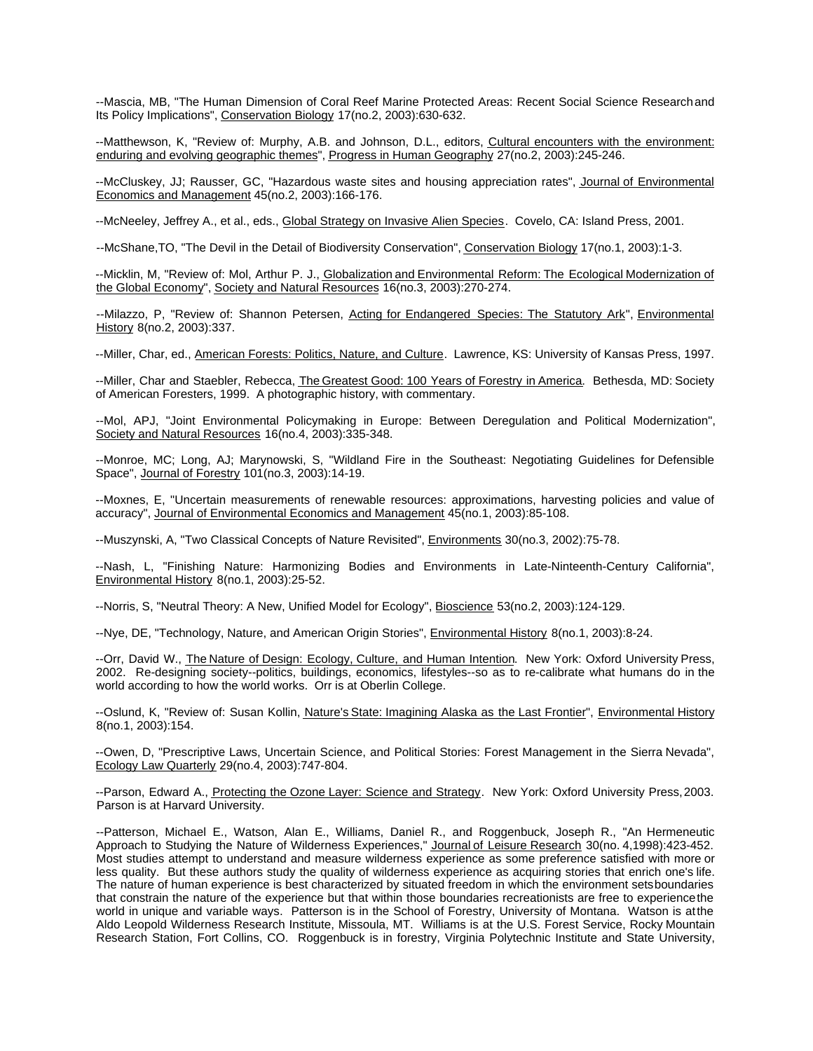--Mascia, MB, "The Human Dimension of Coral Reef Marine Protected Areas: Recent Social Science Research and Its Policy Implications", Conservation Biology 17(no.2, 2003):630-632.

--Matthewson, K, "Review of: Murphy, A.B. and Johnson, D.L., editors, Cultural encounters with the environment: enduring and evolving geographic themes", Progress in Human Geography 27(no.2, 2003):245-246.

--McCluskey, JJ; Rausser, GC, "Hazardous waste sites and housing appreciation rates", Journal of Environmental Economics and Management 45(no.2, 2003):166-176.

--McNeeley, Jeffrey A., et al., eds., Global Strategy on Invasive Alien Species. Covelo, CA: Island Press, 2001.

--McShane,TO, "The Devil in the Detail of Biodiversity Conservation", Conservation Biology 17(no.1, 2003):1-3.

--Micklin, M, "Review of: Mol, Arthur P. J., Globalization and Environmental Reform: The Ecological Modernization of the Global Economy", Society and Natural Resources 16(no.3, 2003):270-274.

--Milazzo, P, "Review of: Shannon Petersen, Acting for Endangered Species: The Statutory Ark", Environmental History 8(no.2, 2003):337.

--Miller, Char, ed., American Forests: Politics, Nature, and Culture. Lawrence, KS: University of Kansas Press, 1997.

--Miller, Char and Staebler, Rebecca, The Greatest Good: 100 Years of Forestry in America. Bethesda, MD: Society of American Foresters, 1999. A photographic history, with commentary.

--Mol, APJ, "Joint Environmental Policymaking in Europe: Between Deregulation and Political Modernization", Society and Natural Resources 16(no.4, 2003):335-348.

--Monroe, MC; Long, AJ; Marynowski, S, "Wildland Fire in the Southeast: Negotiating Guidelines for Defensible Space", Journal of Forestry 101(no.3, 2003):14-19.

--Moxnes, E, "Uncertain measurements of renewable resources: approximations, harvesting policies and value of accuracy", Journal of Environmental Economics and Management 45(no.1, 2003):85-108.

--Muszynski, A, "Two Classical Concepts of Nature Revisited", Environments 30(no.3, 2002):75-78.

--Nash, L, "Finishing Nature: Harmonizing Bodies and Environments in Late-Ninteenth-Century California", Environmental History 8(no.1, 2003):25-52.

--Norris, S, "Neutral Theory: A New, Unified Model for Ecology", Bioscience 53(no.2, 2003):124-129.

--Nye, DE, "Technology, Nature, and American Origin Stories", Environmental History 8(no.1, 2003):8-24.

--Orr, David W., The Nature of Design: Ecology, Culture, and Human Intention. New York: Oxford University Press, 2002. Re-designing society--politics, buildings, economics, lifestyles--so as to re-calibrate what humans do in the world according to how the world works. Orr is at Oberlin College.

--Oslund, K, "Review of: Susan Kollin, Nature's State: Imagining Alaska as the Last Frontier", Environmental History 8(no.1, 2003):154.

--Owen, D, "Prescriptive Laws, Uncertain Science, and Political Stories: Forest Management in the Sierra Nevada", Ecology Law Quarterly 29(no.4, 2003):747-804.

--Parson, Edward A., Protecting the Ozone Layer: Science and Strategy. New York: Oxford University Press, 2003. Parson is at Harvard University.

--Patterson, Michael E., Watson, Alan E., Williams, Daniel R., and Roggenbuck, Joseph R., "An Hermeneutic Approach to Studying the Nature of Wilderness Experiences," Journal of Leisure Research 30(no. 4,1998):423-452. Most studies attempt to understand and measure wilderness experience as some preference satisfied with more or less quality. But these authors study the quality of wilderness experience as acquiring stories that enrich one's life. The nature of human experience is best characterized by situated freedom in which the environment sets boundaries that constrain the nature of the experience but that within those boundaries recreationists are free to experience the world in unique and variable ways. Patterson is in the School of Forestry, University of Montana. Watson is at the Aldo Leopold Wilderness Research Institute, Missoula, MT. Williams is at the U.S. Forest Service, Rocky Mountain Research Station, Fort Collins, CO. Roggenbuck is in forestry, Virginia Polytechnic Institute and State University,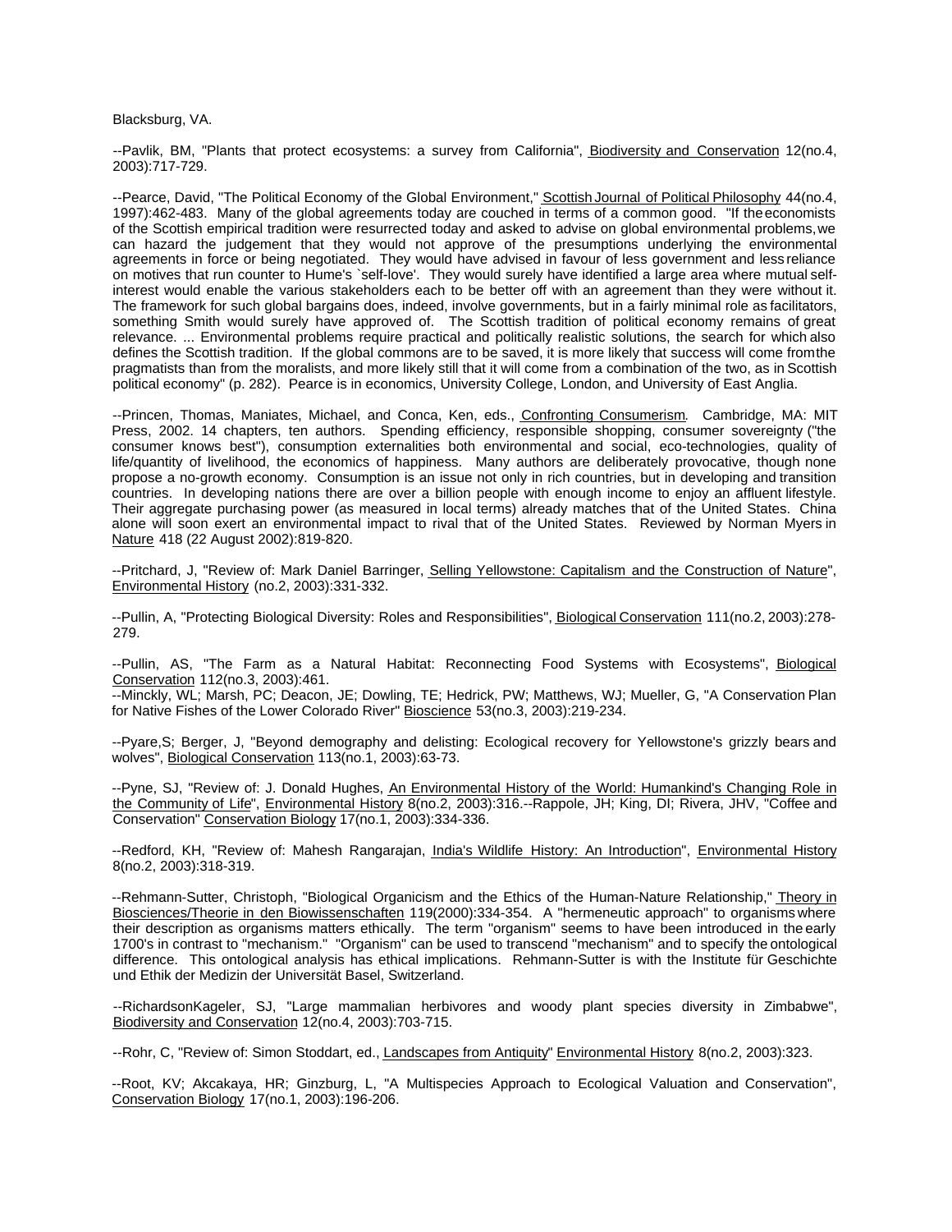Blacksburg, VA.

--Pavlik, BM, "Plants that protect ecosystems: a survey from California", Biodiversity and Conservation 12(no.4, 2003):717-729.

--Pearce, David, "The Political Economy of the Global Environment," Scottish Journal of Political Philosophy 44(no.4, 1997):462-483. Many of the global agreements today are couched in terms of a common good. "If the economists of the Scottish empirical tradition were resurrected today and asked to advise on global environmental problems, we can hazard the judgement that they would not approve of the presumptions underlying the environmental agreements in force or being negotiated. They would have advised in favour of less government and less reliance on motives that run counter to Hume's `self-love'. They would surely have identified a large area where mutual self-interest would enable the various stakeholders each to be better off with an agreement than they were without it. The framework for such global bargains does, indeed, involve governments, but in a fairly minimal role as facilitators, something Smith would surely have approved of. The Scottish tradition of political economy remains of great relevance. ... Environmental problems require practical and politically realistic solutions, the search for which also defines the Scottish tradition. If the global commons are to be saved, it is more likely that success will come from the pragmatists than from the moralists, and more likely still that it will come from a combination of the two, as in Scottish political economy" (p. 282). Pearce is in economics, University College, London, and University of East Anglia.

--Princen, Thomas, Maniates, Michael, and Conca, Ken, eds., Confronting Consumerism. Cambridge, MA: MIT Press, 2002. 14 chapters, ten authors. Spending efficiency, responsible shopping, consumer sovereignty ("the consumer knows best"), consumption externalities both environmental and social, eco-technologies, quality of life/quantity of livelihood, the economics of happiness. Many authors are deliberately provocative, though none propose a no-growth economy. Consumption is an issue not only in rich countries, but in developing and transition countries. In developing nations there are over a billion people with enough income to enjoy an affluent lifestyle. Their aggregate purchasing power (as measured in local terms) already matches that of the United States. China alone will soon exert an environmental impact to rival that of the United States. Reviewed by Norman Myers in Nature 418 (22 August 2002):819-820.

--Pritchard, J, "Review of: Mark Daniel Barringer, Selling Yellowstone: Capitalism and the Construction of Nature", Environmental History (no.2, 2003):331-332.

--Pullin, A, "Protecting Biological Diversity: Roles and Responsibilities", Biological Conservation 111(no.2, 2003):278-279.

--Pullin, AS, "The Farm as a Natural Habitat: Reconnecting Food Systems with Ecosystems", Biological Conservation 112(no.3, 2003):461.

--Minckly, WL; Marsh, PC; Deacon, JE; Dowling, TE; Hedrick, PW; Matthews, WJ; Mueller, G, "A Conservation Plan for Native Fishes of the Lower Colorado River" Bioscience 53(no.3, 2003):219-234.

--Pyare,S; Berger, J, "Beyond demography and delisting: Ecological recovery for Yellowstone's grizzly bears and wolves", Biological Conservation 113(no.1, 2003):63-73.

--Pyne, SJ, "Review of: J. Donald Hughes, An Environmental History of the World: Humankind's Changing Role in the Community of Life", Environmental History 8(no.2, 2003):316.--Rappole, JH; King, DI; Rivera, JHV, "Coffee and Conservation" Conservation Biology 17(no.1, 2003):334-336.

--Redford, KH, "Review of: Mahesh Rangarajan, India's Wildlife History: An Introduction", Environmental History 8(no.2, 2003):318-319.

--Rehmann-Sutter, Christoph, "Biological Organicism and the Ethics of the Human-Nature Relationship," Theory in Biosciences/Theorie in den Biowissenschaften 119(2000):334-354. A "hermeneutic approach" to organisms where their description as organisms matters ethically. The term "organism" seems to have been introduced in the early 1700's in contrast to "mechanism." "Organism" can be used to transcend "mechanism" and to specify the ontological difference. This ontological analysis has ethical implications. Rehmann-Sutter is with the Institute für Geschichte und Ethik der Medizin der Universität Basel, Switzerland.

--RichardsonKageler, SJ, "Large mammalian herbivores and woody plant species diversity in Zimbabwe", Biodiversity and Conservation 12(no.4, 2003):703-715.

--Rohr, C, "Review of: Simon Stoddart, ed., Landscapes from Antiquity" Environmental History 8(no.2, 2003):323.

--Root, KV; Akcakaya, HR; Ginzburg, L, "A Multispecies Approach to Ecological Valuation and Conservation", Conservation Biology 17(no.1, 2003):196-206.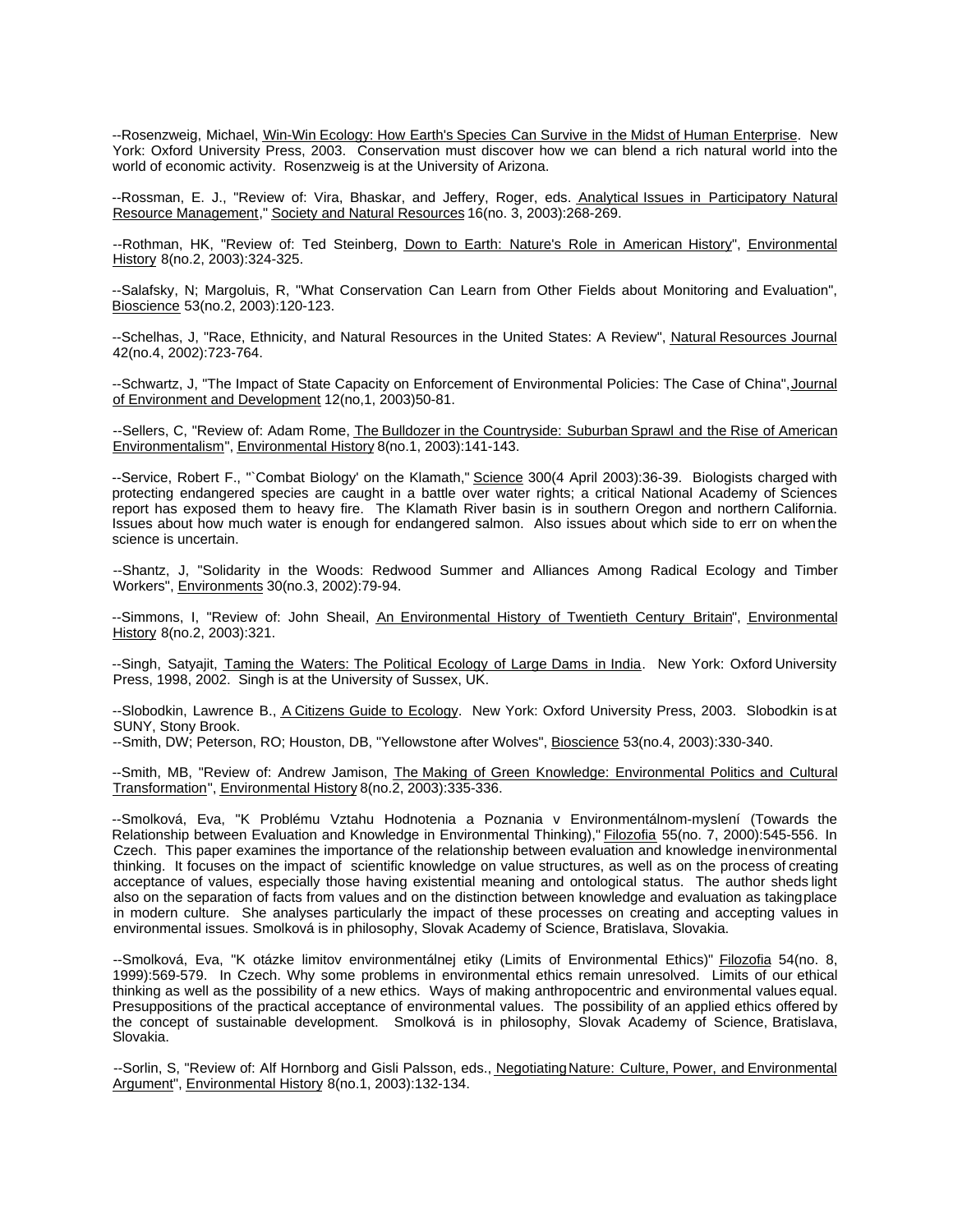--Rosenzweig, Michael, Win-Win Ecology: How Earth's Species Can Survive in the Midst of Human Enterprise. New York: Oxford University Press, 2003. Conservation must discover how we can blend a rich natural world into the world of economic activity. Rosenzweig is at the University of Arizona.

--Rossman, E. J., "Review of: Vira, Bhaskar, and Jeffery, Roger, eds. Analytical Issues in Participatory Natural Resource Management," Society and Natural Resources 16(no. 3, 2003):268-269.

--Rothman, HK, "Review of: Ted Steinberg, Down to Earth: Nature's Role in American History", Environmental History 8(no.2, 2003):324-325.

--Salafsky, N; Margoluis, R, "What Conservation Can Learn from Other Fields about Monitoring and Evaluation", Bioscience 53(no.2, 2003):120-123.

--Schelhas, J, "Race, Ethnicity, and Natural Resources in the United States: A Review", Natural Resources Journal 42(no.4, 2002):723-764.

--Schwartz, J, "The Impact of State Capacity on Enforcement of Environmental Policies: The Case of China", Journal of Environment and Development 12(no,1, 2003)50-81.

--Sellers, C, "Review of: Adam Rome, The Bulldozer in the Countryside: Suburban Sprawl and the Rise of American Environmentalism", Environmental History 8(no.1, 2003):141-143.

--Service, Robert F., "`Combat Biology' on the Klamath," Science 300(4 April 2003):36-39. Biologists charged with protecting endangered species are caught in a battle over water rights; a critical National Academy of Sciences report has exposed them to heavy fire. The Klamath River basin is in southern Oregon and northern California. Issues about how much water is enough for endangered salmon. Also issues about which side to err on when the science is uncertain.

--Shantz, J, "Solidarity in the Woods: Redwood Summer and Alliances Among Radical Ecology and Timber Workers", Environments 30(no.3, 2002):79-94.

--Simmons, I, "Review of: John Sheail, An Environmental History of Twentieth Century Britain", Environmental History 8(no.2, 2003):321.

--Singh, Satyajit, Taming the Waters: The Political Ecology of Large Dams in India. New York: Oxford University Press, 1998, 2002. Singh is at the University of Sussex, UK.

--Slobodkin, Lawrence B., A Citizens Guide to Ecology. New York: Oxford University Press, 2003. Slobodkin is at SUNY, Stony Brook.

--Smith, DW; Peterson, RO; Houston, DB, "Yellowstone after Wolves", Bioscience 53(no.4, 2003):330-340.

--Smith, MB, "Review of: Andrew Jamison, The Making of Green Knowledge: Environmental Politics and Cultural Transformation", Environmental History 8(no.2, 2003):335-336.

--Smolková, Eva, "K Problému Vztahu Hodnotenia a Poznania v Environmentálnom-myslení (Towards the Relationship between Evaluation and Knowledge in Environmental Thinking)," Filozofia 55(no. 7, 2000):545-556. In Czech. This paper examines the importance of the relationship between evaluation and knowledge in environmental thinking. It focuses on the impact of scientific knowledge on value structures, as well as on the process of creating acceptance of values, especially those having existential meaning and ontological status. The author sheds light also on the separation of facts from values and on the distinction between knowledge and evaluation as taking place in modern culture. She analyses particularly the impact of these processes on creating and accepting values in environmental issues. Smolková is in philosophy, Slovak Academy of Science, Bratislava, Slovakia.

--Smolková, Eva, "K otázke limitov environmentálnej etiky (Limits of Environmental Ethics)" Filozofia 54(no. 8, 1999):569-579. In Czech. Why some problems in environmental ethics remain unresolved. Limits of our ethical thinking as well as the possibility of a new ethics. Ways of making anthropocentric and environmental values equal. Presuppositions of the practical acceptance of environmental values. The possibility of an applied ethics offered by the concept of sustainable development. Smolková is in philosophy, Slovak Academy of Science, Bratislava, Slovakia.

--Sorlin, S, "Review of: Alf Hornborg and Gisli Palsson, eds., Negotiating Nature: Culture, Power, and Environmental Argument", Environmental History 8(no.1, 2003):132-134.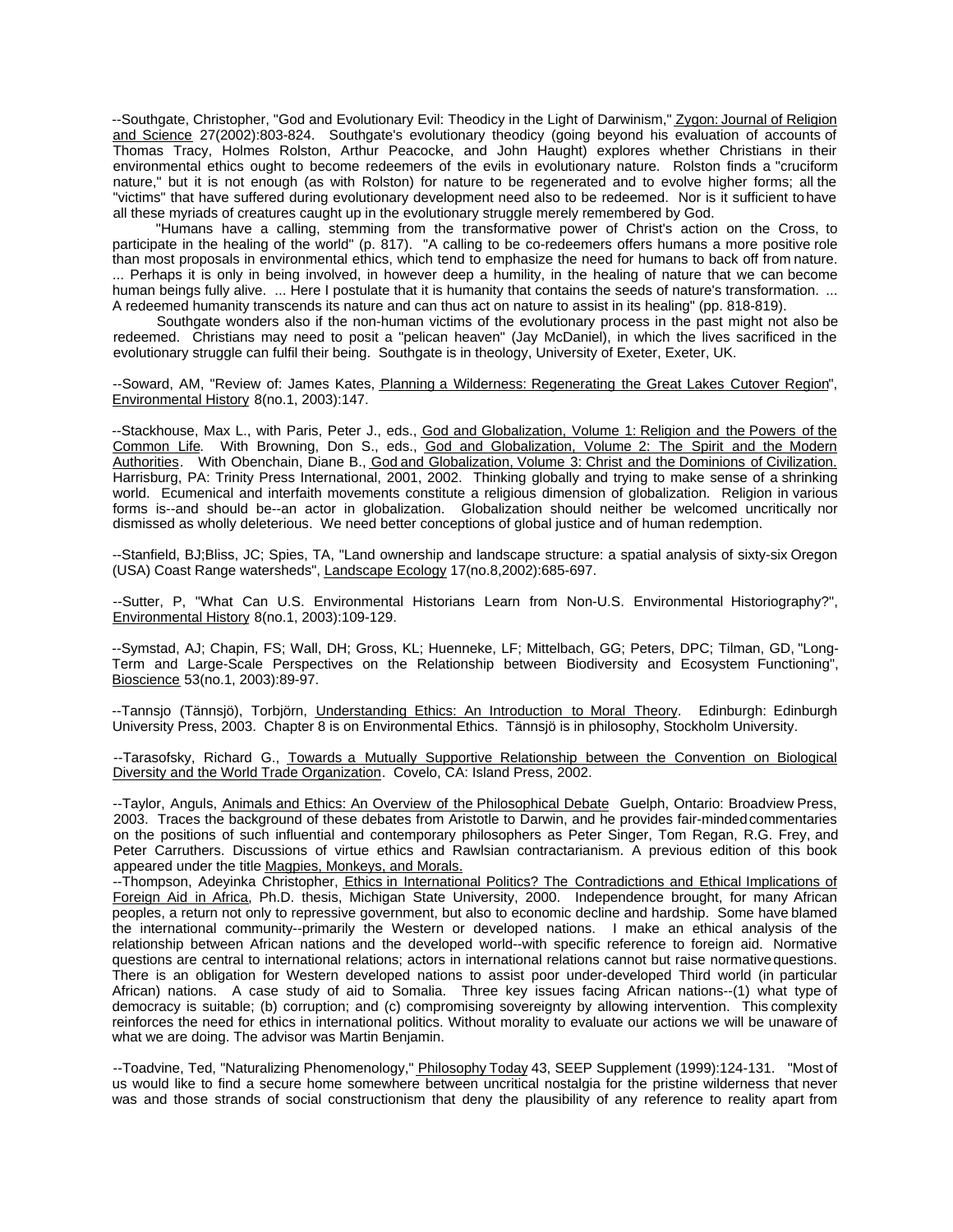--Southgate, Christopher, "God and Evolutionary Evil: Theodicy in the Light of Darwinism," Zygon: Journal of Religion and Science 27(2002):803-824. Southgate's evolutionary theodicy (going beyond his evaluation of accounts of Thomas Tracy, Holmes Rolston, Arthur Peacocke, and John Haught) explores whether Christians in their environmental ethics ought to become redeemers of the evils in evolutionary nature. Rolston finds a "cruciform nature," but it is not enough (as with Rolston) for nature to be regenerated and to evolve higher forms; all the "victims" that have suffered during evolutionary development need also to be redeemed. Nor is it sufficient to have all these myriads of creatures caught up in the evolutionary struggle merely remembered by God.

"Humans have a calling, stemming from the transformative power of Christ's action on the Cross, to participate in the healing of the world" (p. 817). "A calling to be co-redeemers offers humans a more positive role than most proposals in environmental ethics, which tend to emphasize the need for humans to back off from nature. ... Perhaps it is only in being involved, in however deep a humility, in the healing of nature that we can become human beings fully alive. ... Here I postulate that it is humanity that contains the seeds of nature's transformation. ... A redeemed humanity transcends its nature and can thus act on nature to assist in its healing" (pp. 818-819).

Southgate wonders also if the non-human victims of the evolutionary process in the past might not also be redeemed. Christians may need to posit a "pelican heaven" (Jay McDaniel), in which the lives sacrificed in the evolutionary struggle can fulfil their being. Southgate is in theology, University of Exeter, Exeter, UK.

--Soward, AM, "Review of: James Kates, Planning a Wilderness: Regenerating the Great Lakes Cutover Region", Environmental History 8(no.1, 2003):147.

--Stackhouse, Max L., with Paris, Peter J., eds., God and Globalization, Volume 1: Religion and the Powers of the Common Life. With Browning, Don S., eds., God and Globalization, Volume 2: The Spirit and the Modern Authorities. With Obenchain, Diane B., God and Globalization, Volume 3: Christ and the Dominions of Civilization. Harrisburg, PA: Trinity Press International, 2001, 2002. Thinking globally and trying to make sense of a shrinking world. Ecumenical and interfaith movements constitute a religious dimension of globalization. Religion in various forms is--and should be--an actor in globalization. Globalization should neither be welcomed uncritically nor dismissed as wholly deleterious. We need better conceptions of global justice and of human redemption.

--Stanfield, BJ;Bliss, JC; Spies, TA, "Land ownership and landscape structure: a spatial analysis of sixty-six Oregon (USA) Coast Range watersheds", Landscape Ecology 17(no.8,2002):685-697.

--Sutter, P, "What Can U.S. Environmental Historians Learn from Non-U.S. Environmental Historiography?", Environmental History 8(no.1, 2003):109-129.

--Symstad, AJ; Chapin, FS; Wall, DH; Gross, KL; Huenneke, LF; Mittelbach, GG; Peters, DPC; Tilman, GD, "Long-Term and Large-Scale Perspectives on the Relationship between Biodiversity and Ecosystem Functioning", Bioscience 53(no.1, 2003):89-97.

--Tannsjo (Tännsjö), Torbjörn, Understanding Ethics: An Introduction to Moral Theory. Edinburgh: Edinburgh University Press, 2003. Chapter 8 is on Environmental Ethics. Tännsjö is in philosophy, Stockholm University.

--Tarasofsky, Richard G., Towards a Mutually Supportive Relationship between the Convention on Biological Diversity and the World Trade Organization. Covelo, CA: Island Press, 2002.

--Taylor, Anguls, Animals and Ethics: An Overview of the Philosophical Debate Guelph, Ontario: Broadview Press, 2003. Traces the background of these debates from Aristotle to Darwin, and he provides fair-minded commentaries on the positions of such influential and contemporary philosophers as Peter Singer, Tom Regan, R.G. Frey, and Peter Carruthers. Discussions of virtue ethics and Rawlsian contractarianism. A previous edition of this book appeared under the title Magpies, Monkeys, and Morals.

--Thompson, Adeyinka Christopher, Ethics in International Politics? The Contradictions and Ethical Implications of Foreign Aid in Africa, Ph.D. thesis, Michigan State University, 2000. Independence brought, for many African peoples, a return not only to repressive government, but also to economic decline and hardship. Some have blamed the international community--primarily the Western or developed nations. I make an ethical analysis of the relationship between African nations and the developed world--with specific reference to foreign aid. Normative questions are central to international relations; actors in international relations cannot but raise normative questions. There is an obligation for Western developed nations to assist poor under-developed Third world (in particular African) nations. A case study of aid to Somalia. Three key issues facing African nations--(1) what type of democracy is suitable; (b) corruption; and (c) compromising sovereignty by allowing intervention. This complexity reinforces the need for ethics in international politics. Without morality to evaluate our actions we will be unaware of what we are doing. The advisor was Martin Benjamin.

--Toadvine, Ted, "Naturalizing Phenomenology," Philosophy Today 43, SEEP Supplement (1999):124-131. "Most of us would like to find a secure home somewhere between uncritical nostalgia for the pristine wilderness that never was and those strands of social constructionism that deny the plausibility of any reference to reality apart from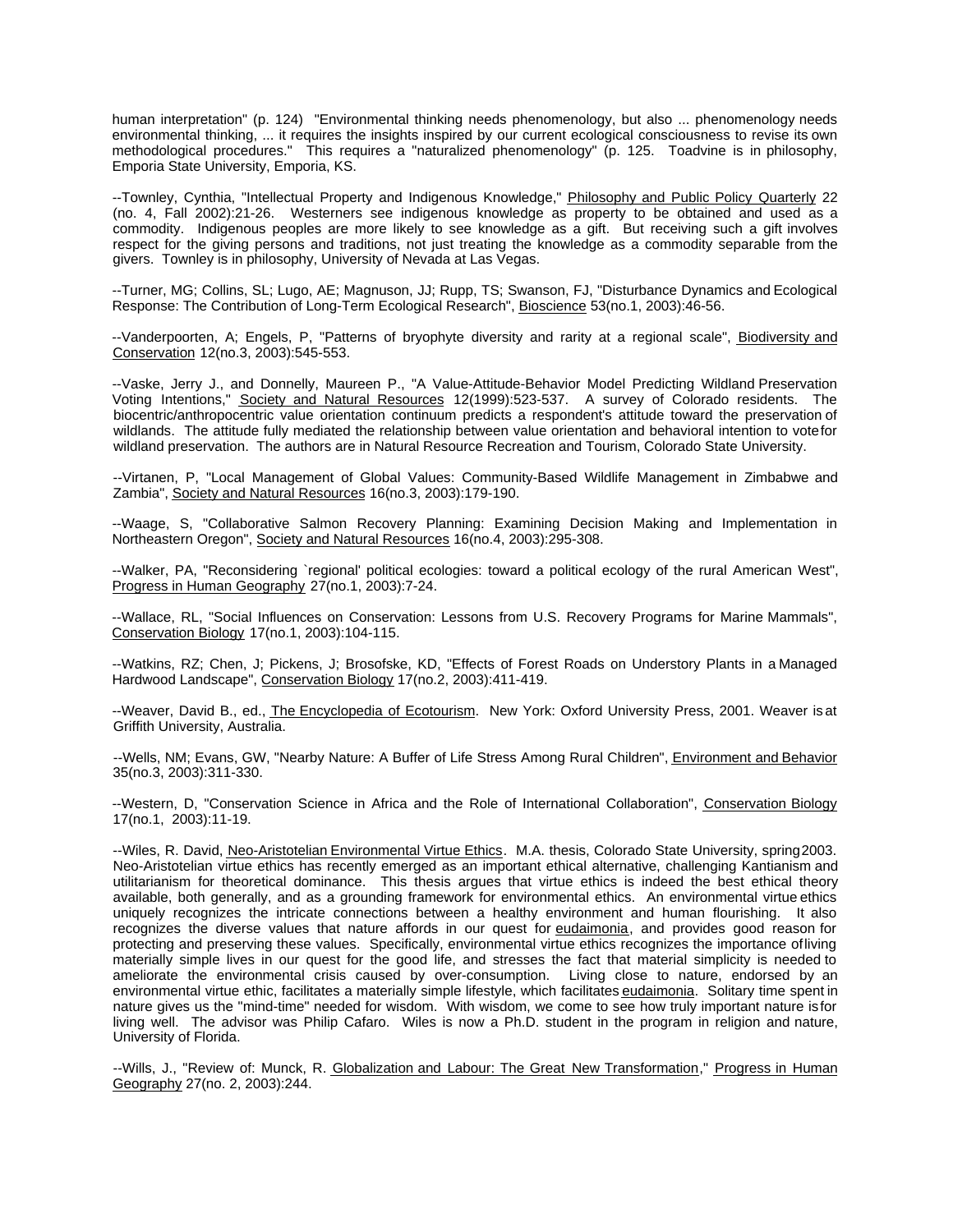human interpretation" (p. 124) "Environmental thinking needs phenomenology, but also ... phenomenology needs environmental thinking, ... it requires the insights inspired by our current ecological consciousness to revise its own methodological procedures." This requires a "naturalized phenomenology" (p. 125. Toadvine is in philosophy, Emporia State University, Emporia, KS.

--Townley, Cynthia, "Intellectual Property and Indigenous Knowledge," Philosophy and Public Policy Quarterly 22 (no. 4, Fall 2002):21-26. Westerners see indigenous knowledge as property to be obtained and used as a commodity. Indigenous peoples are more likely to see knowledge as a gift. But receiving such a gift involves respect for the giving persons and traditions, not just treating the knowledge as a commodity separable from the givers. Townley is in philosophy, University of Nevada at Las Vegas.

--Turner, MG; Collins, SL; Lugo, AE; Magnuson, JJ; Rupp, TS; Swanson, FJ, "Disturbance Dynamics and Ecological Response: The Contribution of Long-Term Ecological Research", Bioscience 53(no.1, 2003):46-56.

--Vanderpoorten, A; Engels, P, "Patterns of bryophyte diversity and rarity at a regional scale", Biodiversity and Conservation 12(no.3, 2003):545-553.

--Vaske, Jerry J., and Donnelly, Maureen P., "A Value-Attitude-Behavior Model Predicting Wildland Preservation Voting Intentions," Society and Natural Resources 12(1999):523-537. A survey of Colorado residents. The biocentric/anthropocentric value orientation continuum predicts a respondent's attitude toward the preservation of wildlands. The attitude fully mediated the relationship between value orientation and behavioral intention to vote for wildland preservation. The authors are in Natural Resource Recreation and Tourism, Colorado State University.

--Virtanen, P, "Local Management of Global Values: Community-Based Wildlife Management in Zimbabwe and Zambia", Society and Natural Resources 16(no.3, 2003):179-190.

--Waage, S, "Collaborative Salmon Recovery Planning: Examining Decision Making and Implementation in Northeastern Oregon", Society and Natural Resources 16(no.4, 2003):295-308.

--Walker, PA, "Reconsidering `regional' political ecologies: toward a political ecology of the rural American West", Progress in Human Geography 27(no.1, 2003):7-24.

--Wallace, RL, "Social Influences on Conservation: Lessons from U.S. Recovery Programs for Marine Mammals", Conservation Biology 17(no.1, 2003):104-115.

--Watkins, RZ; Chen, J; Pickens, J; Brosofske, KD, "Effects of Forest Roads on Understory Plants in a Managed Hardwood Landscape", Conservation Biology 17(no.2, 2003):411-419.

--Weaver, David B., ed., The Encyclopedia of Ecotourism. New York: Oxford University Press, 2001. Weaver is at Griffith University, Australia.

--Wells, NM; Evans, GW, "Nearby Nature: A Buffer of Life Stress Among Rural Children", Environment and Behavior 35(no.3, 2003):311-330.

--Western, D, "Conservation Science in Africa and the Role of International Collaboration", Conservation Biology 17(no.1, 2003):11-19.

--Wiles, R. David, Neo-Aristotelian Environmental Virtue Ethics. M.A. thesis, Colorado State University, spring 2003. Neo-Aristotelian virtue ethics has recently emerged as an important ethical alternative, challenging Kantianism and utilitarianism for theoretical dominance. This thesis argues that virtue ethics is indeed the best ethical theory available, both generally, and as a grounding framework for environmental ethics. An environmental virtue ethics uniquely recognizes the intricate connections between a healthy environment and human flourishing. It also recognizes the diverse values that nature affords in our quest for eudaimonia, and provides good reason for protecting and preserving these values. Specifically, environmental virtue ethics recognizes the importance of living materially simple lives in our quest for the good life, and stresses the fact that material simplicity is needed to ameliorate the environmental crisis caused by over-consumption. Living close to nature, endorsed by an environmental virtue ethic, facilitates a materially simple lifestyle, which facilitates eudaimonia. Solitary time spent in nature gives us the "mind-time" needed for wisdom. With wisdom, we come to see how truly important nature is for living well. The advisor was Philip Cafaro. Wiles is now a Ph.D. student in the program in religion and nature, University of Florida.

--Wills, J., "Review of: Munck, R. Globalization and Labour: The Great New Transformation," Progress in Human Geography 27(no. 2, 2003):244.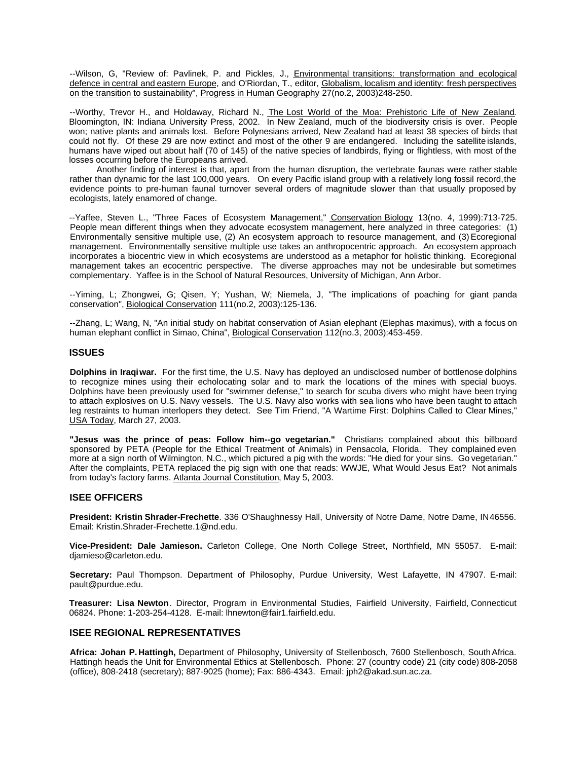--Wilson, G, "Review of: Pavlinek, P. and Pickles, J., Environmental transitions: transformation and ecological defence in central and eastern Europe, and O'Riordan, T., editor, Globalism, localism and identity: fresh perspectives on the transition to sustainability", Progress in Human Geography 27(no.2, 2003)248-250.

--Worthy, Trevor H., and Holdaway, Richard N., The Lost World of the Moa: Prehistoric Life of New Zealand. Bloomington, IN: Indiana University Press, 2002. In New Zealand, much of the biodiversity crisis is over. People won; native plants and animals lost. Before Polynesians arrived, New Zealand had at least 38 species of birds that could not fly. Of these 29 are now extinct and most of the other 9 are endangered. Including the satellite islands, humans have wiped out about half (70 of 145) of the native species of landbirds, flying or flightless, with most of the losses occurring before the Europeans arrived.

Another finding of interest is that, apart from the human disruption, the vertebrate faunas were rather stable rather than dynamic for the last 100,000 years. On every Pacific island group with a relatively long fossil record, the evidence points to pre-human faunal turnover several orders of magnitude slower than that usually proposed by ecologists, lately enamored of change.

--Yaffee, Steven L., "Three Faces of Ecosystem Management," Conservation Biology 13(no. 4, 1999):713-725. People mean different things when they advocate ecosystem management, here analyzed in three categories: (1) Environmentally sensitive multiple use, (2) An ecosystem approach to resource management, and (3) Ecoregional management. Environmentally sensitive multiple use takes an anthropocentric approach. An ecosystem approach incorporates a biocentric view in which ecosystems are understood as a metaphor for holistic thinking. Ecoregional management takes an ecocentric perspective. The diverse approaches may not be undesirable but sometimes complementary. Yaffee is in the School of Natural Resources, University of Michigan, Ann Arbor.

--Yiming, L; Zhongwei, G; Qisen, Y; Yushan, W; Niemela, J, "The implications of poaching for giant panda conservation", Biological Conservation 111(no.2, 2003):125-136.

--Zhang, L; Wang, N, "An initial study on habitat conservation of Asian elephant (Elephas maximus), with a focus on human elephant conflict in Simao, China", Biological Conservation 112(no.3, 2003):453-459.

## ISSUES

**Dolphins in Iraqi war.** For the first time, the U.S. Navy has deployed an undisclosed number of bottlenose dolphins to recognize mines using their echolocating solar and to mark the locations of the mines with special buoys. Dolphins have been previously used for "swimmer defense," to search for scuba divers who might have been trying to attach explosives on U.S. Navy vessels. The U.S. Navy also works with sea lions who have been taught to attach leg restraints to human interlopers they detect. See Tim Friend, "A Wartime First: Dolphins Called to Clear Mines," USA Today, March 27, 2003.

**"Jesus was the prince of peas: Follow him--go vegetarian."** Christians complained about this billboard sponsored by PETA (People for the Ethical Treatment of Animals) in Pensacola, Florida. They complained even more at a sign north of Wilmington, N.C., which pictured a pig with the words: "He died for your sins. Go vegetarian." After the complaints, PETA replaced the pig sign with one that reads: WWJE, What Would Jesus Eat? Not animals from today's factory farms. Atlanta Journal Constitution, May 5, 2003.

## ISEE OFFICERS

**President: Kristin Shrader-Frechette**. 336 O'Shaughnessy Hall, University of Notre Dame, Notre Dame, IN 46556. Email: Kristin.Shrader-Frechette.1@nd.edu.

**Vice-President: Dale Jamieson.** Carleton College, One North College Street, Northfield, MN 55057. E-mail: djamieso@carleton.edu.

**Secretary:** Paul Thompson. Department of Philosophy, Purdue University, West Lafayette, IN 47907. E-mail: pault@purdue.edu.

**Treasurer: Lisa Newton**. Director, Program in Environmental Studies, Fairfield University, Fairfield, Connecticut 06824. Phone: 1-203-254-4128. E-mail: lhnewton@fair1.fairfield.edu.

## ISEE REGIONAL REPRESENTATIVES

**Africa: Johan P. Hattingh,** Department of Philosophy, University of Stellenbosch, 7600 Stellenbosch, South Africa. Hattingh heads the Unit for Environmental Ethics at Stellenbosch. Phone: 27 (country code) 21 (city code) 808-2058 (office), 808-2418 (secretary); 887-9025 (home); Fax: 886-4343. Email: jph2@akad.sun.ac.za.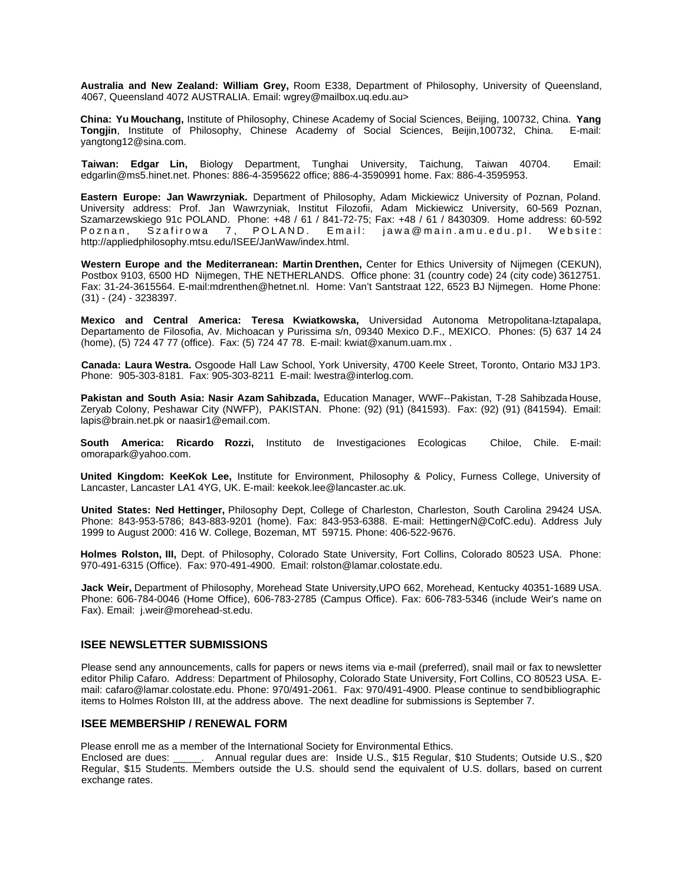**Australia and New Zealand: William Grey,** Room E338, Department of Philosophy, University of Queensland, 4067, Queensland 4072 AUSTRALIA. Email: wgrey@mailbox.uq.edu.au>

**China: Yu Mouchang,** Institute of Philosophy, Chinese Academy of Social Sciences, Beijing, 100732, China. **Yang Tongjin**, Institute of Philosophy, Chinese Academy of Social Sciences, Beijin,100732, China. E-mail: yangtong12@sina.com.

**Taiwan: Edgar Lin,** Biology Department, Tunghai University, Taichung, Taiwan 40704. Email: edgarlin@ms5.hinet.net. Phones: 886-4-3595622 office; 886-4-3590991 home. Fax: 886-4-3595953.

**Eastern Europe: Jan Wawrzyniak.** Department of Philosophy, Adam Mickiewicz University of Poznan, Poland. University address: Prof. Jan Wawrzyniak, Institut Filozofii, Adam Mickiewicz University, 60-569 Poznan, Szamarzewskiego 91c POLAND. Phone: +48 / 61 / 841-72-75; Fax: +48 / 61 / 8430309. Home address: 60-592 Poznan, Szafirowa 7, POLAND. Email: jawa@main.amu.edu.pl. Website: http://appliedphilosophy.mtsu.edu/ISEE/JanWaw/index.html.

**Western Europe and the Mediterranean: Martin Drenthen,** Center for Ethics University of Nijmegen (CEKUN), Postbox 9103, 6500 HD Nijmegen, THE NETHERLANDS. Office phone: 31 (country code) 24 (city code) 3612751. Fax: 31-24-3615564. E-mail:mdrenthen@hetnet.nl. Home: Van't Santstraat 122, 6523 BJ Nijmegen. Home Phone: (31) - (24) - 3238397.

**Mexico and Central America: Teresa Kwiatkowska,** Universidad Autonoma Metropolitana-Iztapalapa, Departamento de Filosofia, Av. Michoacan y Purissima s/n, 09340 Mexico D.F., MEXICO. Phones: (5) 637 14 24 (home), (5) 724 47 77 (office). Fax: (5) 724 47 78. E-mail: kwiat@xanum.uam.mx .

**Canada: Laura Westra.** Osgoode Hall Law School, York University, 4700 Keele Street, Toronto, Ontario M3J 1P3. Phone: 905-303-8181. Fax: 905-303-8211 E-mail: lwestra@interlog.com.

**Pakistan and South Asia: Nasir Azam Sahibzada,** Education Manager, WWF--Pakistan, T-28 Sahibzada House, Zeryab Colony, Peshawar City (NWFP), PAKISTAN. Phone: (92) (91) (841593). Fax: (92) (91) (841594). Email: lapis@brain.net.pk or naasir1@email.com.

**South America: Ricardo Rozzi,** Instituto de Investigaciones Ecologicas Chiloe, Chile. E-mail: omorapark@yahoo.com.

**United Kingdom: KeeKok Lee,** Institute for Environment, Philosophy & Policy, Furness College, University of Lancaster, Lancaster LA1 4YG, UK. E-mail: keekok.lee@lancaster.ac.uk.

**United States: Ned Hettinger,** Philosophy Dept, College of Charleston, Charleston, South Carolina 29424 USA. Phone: 843-953-5786; 843-883-9201 (home). Fax: 843-953-6388. E-mail: HettingerN@CofC.edu). Address July 1999 to August 2000: 416 W. College, Bozeman, MT 59715. Phone: 406-522-9676.

**Holmes Rolston, III,** Dept. of Philosophy, Colorado State University, Fort Collins, Colorado 80523 USA. Phone: 970-491-6315 (Office). Fax: 970-491-4900. Email: rolston@lamar.colostate.edu.

**Jack Weir,** Department of Philosophy, Morehead State University,UPO 662, Morehead, Kentucky 40351-1689 USA. Phone: 606-784-0046 (Home Office), 606-783-2785 (Campus Office). Fax: 606-783-5346 (include Weir's name on Fax). Email: j.weir@morehead-st.edu.

## ISEE NEWSLETTER SUBMISSIONS

Please send any announcements, calls for papers or news items via e-mail (preferred), snail mail or fax to newsletter editor Philip Cafaro. Address: Department of Philosophy, Colorado State University, Fort Collins, CO 80523 USA. E-mail: cafaro@lamar.colostate.edu. Phone: 970/491-2061. Fax: 970/491-4900. Please continue to send bibliographic items to Holmes Rolston III, at the address above. The next deadline for submissions is September 7.

## ISEE MEMBERSHIP / RENEWAL FORM

Please enroll me as a member of the International Society for Environmental Ethics.
Enclosed are dues: _____. Annual regular dues are: Inside U.S., $15 Regular, $10 Students; Outside U.S., $20 Regular, $15 Students. Members outside the U.S. should send the equivalent of U.S. dollars, based on current exchange rates.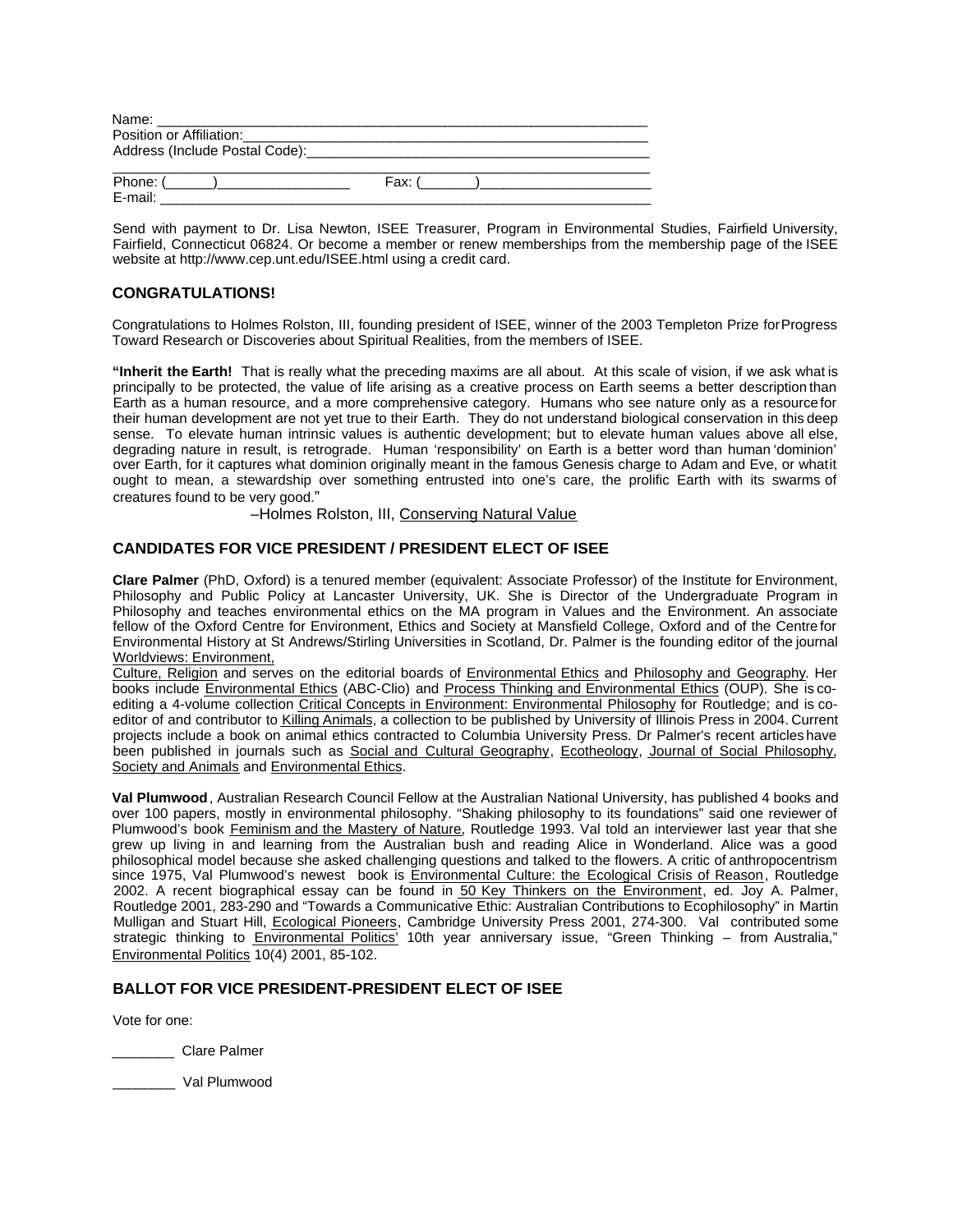Name: ___________________________________________________________

Position or Affiliation:_____________________________________________________

Address (Include Postal Code):___________________________________________

_______________________________________________________________________

Phone: (______)_________________ Fax: (_______)______________________

E-mail: _________________________________________________________________

Send with payment to Dr. Lisa Newton, ISEE Treasurer, Program in Environmental Studies, Fairfield University, Fairfield, Connecticut 06824. Or become a member or renew memberships from the membership page of the ISEE website at http://www.cep.unt.edu/ISEE.html using a credit card.

## CONGRATULATIONS!

Congratulations to Holmes Rolston, III, founding president of ISEE, winner of the 2003 Templeton Prize for Progress Toward Research or Discoveries about Spiritual Realities, from the members of ISEE.

**"Inherit the Earth!** That is really what the preceding maxims are all about. At this scale of vision, if we ask what is principally to be protected, the value of life arising as a creative process on Earth seems a better description than Earth as a human resource, and a more comprehensive category. Humans who see nature only as a resource for their human development are not yet true to their Earth. They do not understand biological conservation in this deep sense. To elevate human intrinsic values is authentic development; but to elevate human values above all else, degrading nature in result, is retrograde. Human 'responsibility' on Earth is a better word than human 'dominion' over Earth, for it captures what dominion originally meant in the famous Genesis charge to Adam and Eve, or what it ought to mean, a stewardship over something entrusted into one's care, the prolific Earth with its swarms of creatures found to be very good."

–Holmes Rolston, III, Conserving Natural Value

## CANDIDATES FOR VICE PRESIDENT / PRESIDENT ELECT OF ISEE

**Clare Palmer** (PhD, Oxford) is a tenured member (equivalent: Associate Professor) of the Institute for Environment, Philosophy and Public Policy at Lancaster University, UK. She is Director of the Undergraduate Program in Philosophy and teaches environmental ethics on the MA program in Values and the Environment. An associate fellow of the Oxford Centre for Environment, Ethics and Society at Mansfield College, Oxford and of the Centre for Environmental History at St Andrews/Stirling Universities in Scotland, Dr. Palmer is the founding editor of the journal Worldviews: Environment, Culture, Religion and serves on the editorial boards of Environmental Ethics and Philosophy and Geography. Her books include Environmental Ethics (ABC-Clio) and Process Thinking and Environmental Ethics (OUP). She is co-editing a 4-volume collection Critical Concepts in Environment: Environmental Philosophy for Routledge; and is co-editor of and contributor to Killing Animals, a collection to be published by University of Illinois Press in 2004. Current projects include a book on animal ethics contracted to Columbia University Press. Dr Palmer's recent articles have been published in journals such as Social and Cultural Geography, Ecotheology, Journal of Social Philosophy, Society and Animals and Environmental Ethics.

**Val Plumwood**, Australian Research Council Fellow at the Australian National University, has published 4 books and over 100 papers, mostly in environmental philosophy. "Shaking philosophy to its foundations" said one reviewer of Plumwood's book Feminism and the Mastery of Nature, Routledge 1993. Val told an interviewer last year that she grew up living in and learning from the Australian bush and reading Alice in Wonderland. Alice was a good philosophical model because she asked challenging questions and talked to the flowers. A critic of anthropocentrism since 1975, Val Plumwood's newest book is Environmental Culture: the Ecological Crisis of Reason, Routledge 2002. A recent biographical essay can be found in 50 Key Thinkers on the Environment, ed. Joy A. Palmer, Routledge 2001, 283-290 and "Towards a Communicative Ethic: Australian Contributions to Ecophilosophy" in Martin Mulligan and Stuart Hill, Ecological Pioneers, Cambridge University Press 2001, 274-300. Val contributed some strategic thinking to Environmental Politics' 10th year anniversary issue, "Green Thinking – from Australia," Environmental Politics 10(4) 2001, 85-102.

## BALLOT FOR VICE PRESIDENT-PRESIDENT ELECT OF ISEE

Vote for one:

________ Clare Palmer

________ Val Plumwood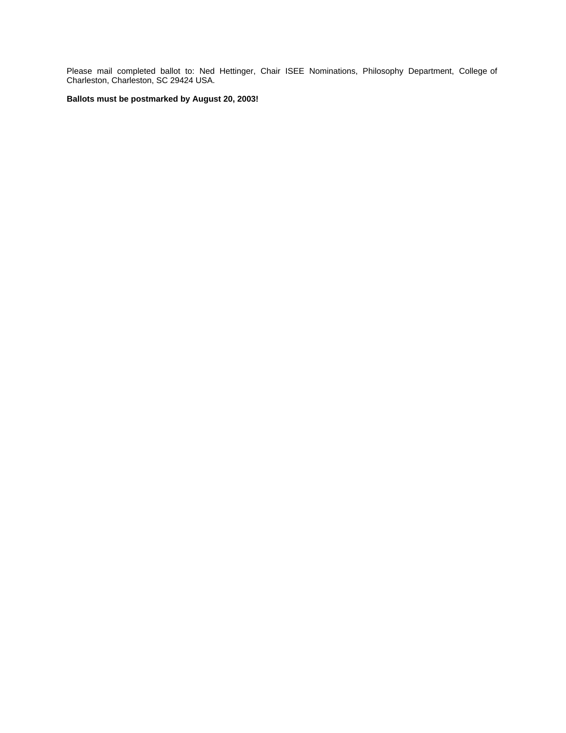Please mail completed ballot to: Ned Hettinger, Chair ISEE Nominations, Philosophy Department, College of Charleston, Charleston, SC 29424 USA.

**Ballots must be postmarked by August 20, 2003!**